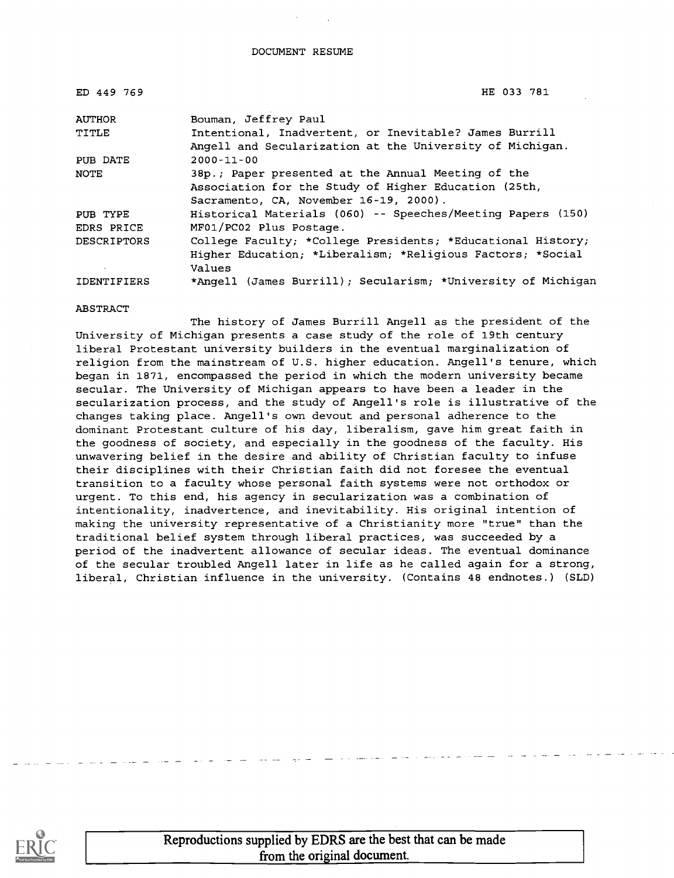DOCUMENT RESUME

| | |
|---|---|
| ED 449 769 | HE 033 781 |
| AUTHOR | Bouman, Jeffrey Paul |
| TITLE | Intentional, Inadvertent, or Inevitable? James Burrill Angell and Secularization at the University of Michigan. |
| PUB DATE | 2000-11-00 |
| NOTE | 38p.; Paper presented at the Annual Meeting of the Association for the Study of Higher Education (25th, Sacramento, CA, November 16-19, 2000). |
| PUB TYPE | Historical Materials (060) -- Speeches/Meeting Papers (150) |
| EDRS PRICE | MF01/PC02 Plus Postage. |
| DESCRIPTORS | College Faculty; *College Presidents; *Educational History; Higher Education; *Liberalism; *Religious Factors; *Social Values |
| IDENTIFIERS | *Angell (James Burrill); Secularism; *University of Michigan |

ABSTRACT

The history of James Burrill Angell as the president of the University of Michigan presents a case study of the role of 19th century liberal Protestant university builders in the eventual marginalization of religion from the mainstream of U.S. higher education. Angell's tenure, which began in 1871, encompassed the period in which the modern university became secular. The University of Michigan appears to have been a leader in the secularization process, and the study of Angell's role is illustrative of the changes taking place. Angell's own devout and personal adherence to the dominant Protestant culture of his day, liberalism, gave him great faith in the goodness of society, and especially in the goodness of the faculty. His unwavering belief in the desire and ability of Christian faculty to infuse their disciplines with their Christian faith did not foresee the eventual transition to a faculty whose personal faith systems were not orthodox or urgent. To this end, his agency in secularization was a combination of intentionality, inadvertence, and inevitability. His original intention of making the university representative of a Christianity more "true" than the traditional belief system through liberal practices, was succeeded by a period of the inadvertent allowance of secular ideas. The eventual dominance of the secular troubled Angell later in life as he called again for a strong, liberal, Christian influence in the university. (Contains 48 endnotes.) (SLD)

Reproductions supplied by EDRS are the best that can be made from the original document.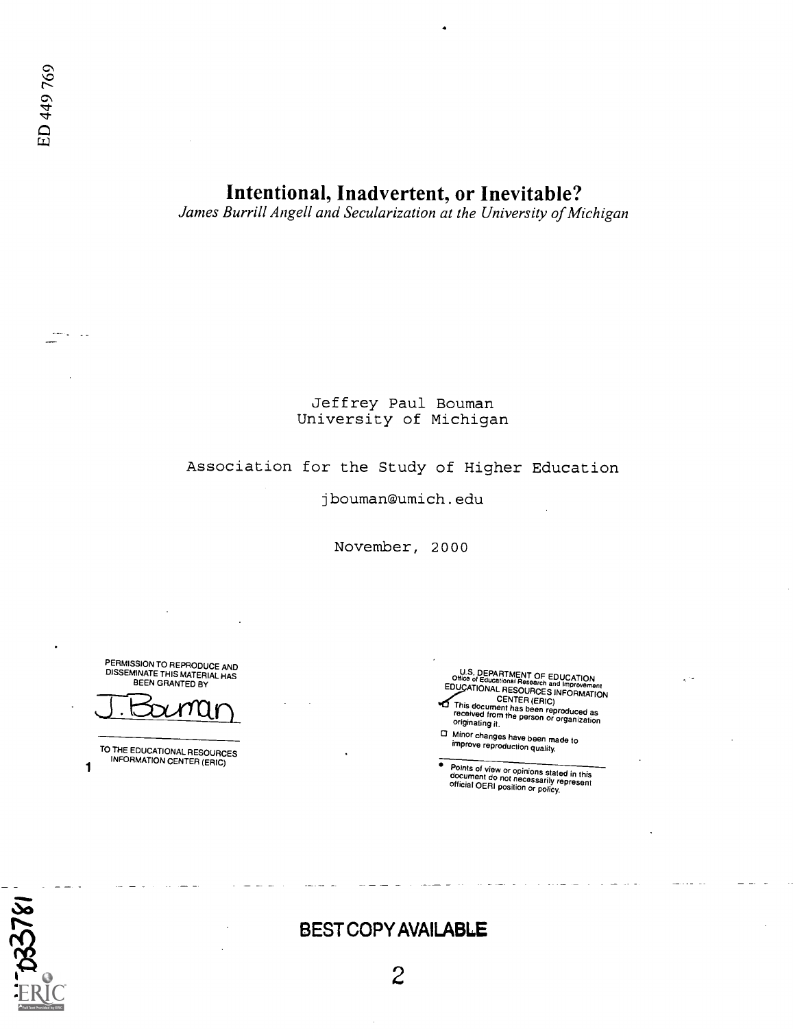ED 449 769

# Intentional, Inadvertent, or Inevitable?

*James Burrill Angell and Secularization at the University of Michigan*

Jeffrey Paul Bouman
University of Michigan

Association for the Study of Higher Education

jbouman@umich.edu

November, 2000

PERMISSION TO REPRODUCE AND DISSEMINATE THIS MATERIAL HAS BEEN GRANTED BY

J. Bouman

TO THE EDUCATIONAL RESOURCES INFORMATION CENTER (ERIC)

U.S. DEPARTMENT OF EDUCATION
Office of Educational Research and Improvement
EDUCATIONAL RESOURCES INFORMATION CENTER (ERIC)

- This document has been reproduced as received from the person or organization originating it.
- Minor changes have been made to improve reproduction quality.

- Points of view or opinions stated in this document do not necessarily represent official OERI position or policy.

BEST COPY AVAILABLE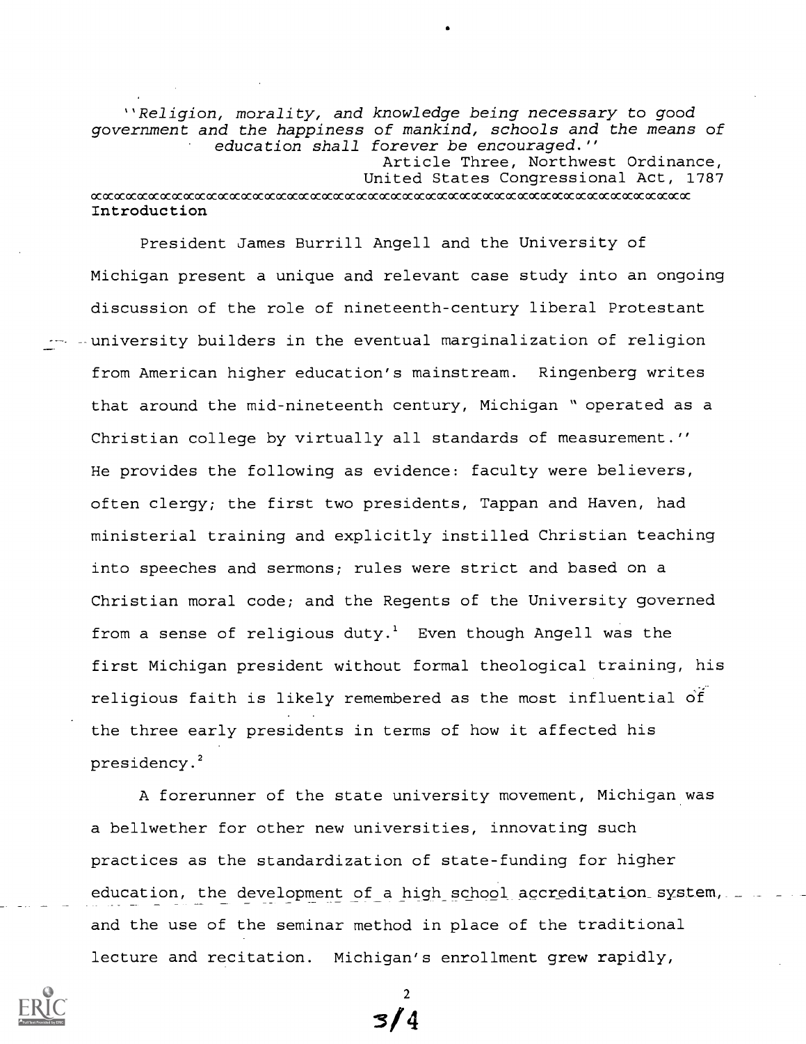*''Religion, morality, and knowledge being necessary to good government and the happiness of mankind, schools and the means of education shall forever be encouraged.''*

Article Three, Northwest Ordinance,
United States Congressional Act, 1787

## Introduction

President James Burrill Angell and the University of Michigan present a unique and relevant case study into an ongoing discussion of the role of nineteenth-century liberal Protestant university builders in the eventual marginalization of religion from American higher education's mainstream. Ringenberg writes that around the mid-nineteenth century, Michigan " operated as a Christian college by virtually all standards of measurement.'' He provides the following as evidence: faculty were believers, often clergy; the first two presidents, Tappan and Haven, had ministerial training and explicitly instilled Christian teaching into speeches and sermons; rules were strict and based on a Christian moral code; and the Regents of the University governed from a sense of religious duty.[1] Even though Angell was the first Michigan president without formal theological training, his religious faith is likely remembered as the most influential of the three early presidents in terms of how it affected his presidency.[2]

A forerunner of the state university movement, Michigan was a bellwether for other new universities, innovating such practices as the standardization of state-funding for higher education, the development of a high school accreditation system, and the use of the seminar method in place of the traditional lecture and recitation. Michigan's enrollment grew rapidly,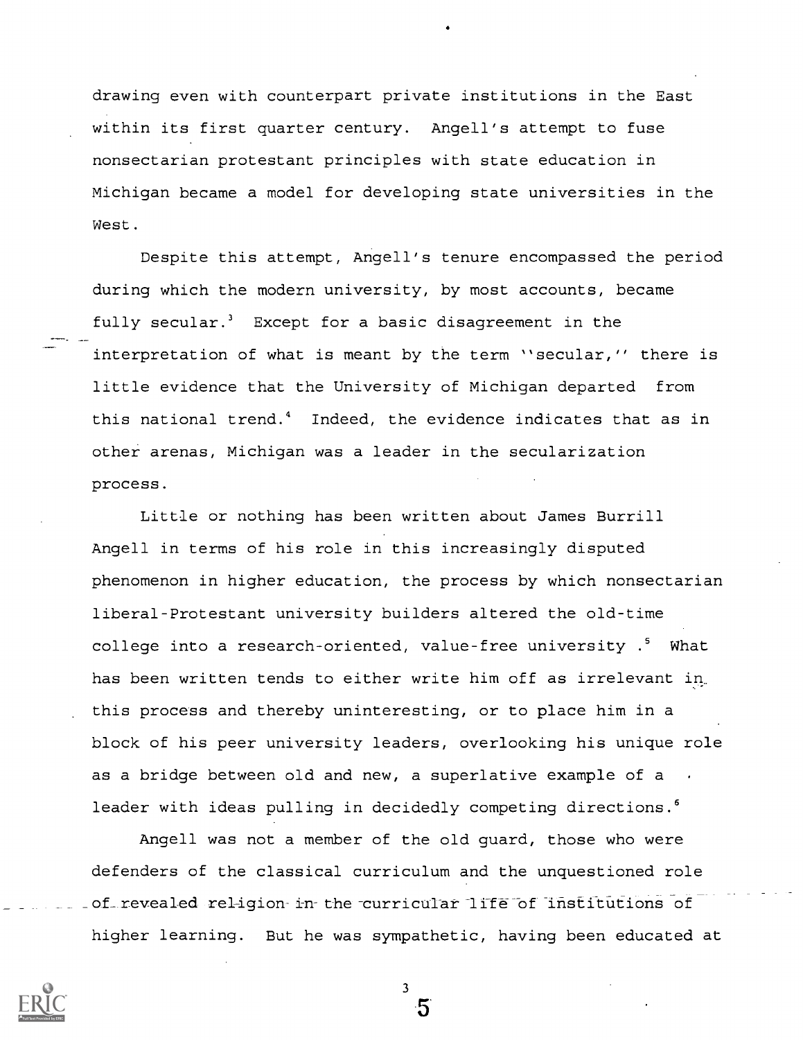drawing even with counterpart private institutions in the East within its first quarter century. Angell's attempt to fuse nonsectarian protestant principles with state education in Michigan became a model for developing state universities in the West.

Despite this attempt, Angell's tenure encompassed the period during which the modern university, by most accounts, became fully secular.[3] Except for a basic disagreement in the interpretation of what is meant by the term ''secular,'' there is little evidence that the University of Michigan departed from this national trend.[4] Indeed, the evidence indicates that as in other arenas, Michigan was a leader in the secularization process.

Little or nothing has been written about James Burrill Angell in terms of his role in this increasingly disputed phenomenon in higher education, the process by which nonsectarian liberal-Protestant university builders altered the old-time college into a research-oriented, value-free university .[5] What has been written tends to either write him off as irrelevant in this process and thereby uninteresting, or to place him in a block of his peer university leaders, overlooking his unique role as a bridge between old and new, a superlative example of a leader with ideas pulling in decidedly competing directions.[6]

Angell was not a member of the old guard, those who were defenders of the classical curriculum and the unquestioned role of revealed religion in the curricular life of institutions of higher learning. But he was sympathetic, having been educated at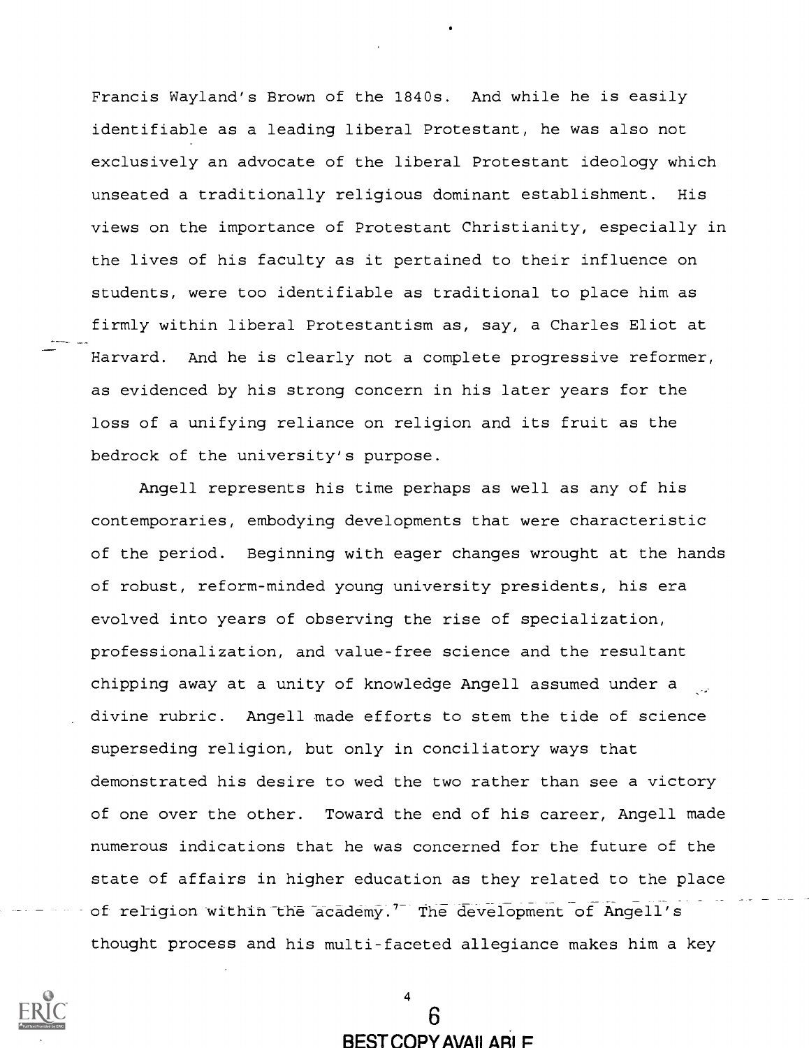Francis Wayland's Brown of the 1840s. And while he is easily identifiable as a leading liberal Protestant, he was also not exclusively an advocate of the liberal Protestant ideology which unseated a traditionally religious dominant establishment. His views on the importance of Protestant Christianity, especially in the lives of his faculty as it pertained to their influence on students, were too identifiable as traditional to place him as firmly within liberal Protestantism as, say, a Charles Eliot at Harvard. And he is clearly not a complete progressive reformer, as evidenced by his strong concern in his later years for the loss of a unifying reliance on religion and its fruit as the bedrock of the university's purpose.

Angell represents his time perhaps as well as any of his contemporaries, embodying developments that were characteristic of the period. Beginning with eager changes wrought at the hands of robust, reform-minded young university presidents, his era evolved into years of observing the rise of specialization, professionalization, and value-free science and the resultant chipping away at a unity of knowledge Angell assumed under a divine rubric. Angell made efforts to stem the tide of science superseding religion, but only in conciliatory ways that demonstrated his desire to wed the two rather than see a victory of one over the other. Toward the end of his career, Angell made numerous indications that he was concerned for the future of the state of affairs in higher education as they related to the place of religion within the academy.[7] The development of Angell's thought process and his multi-faceted allegiance makes him a key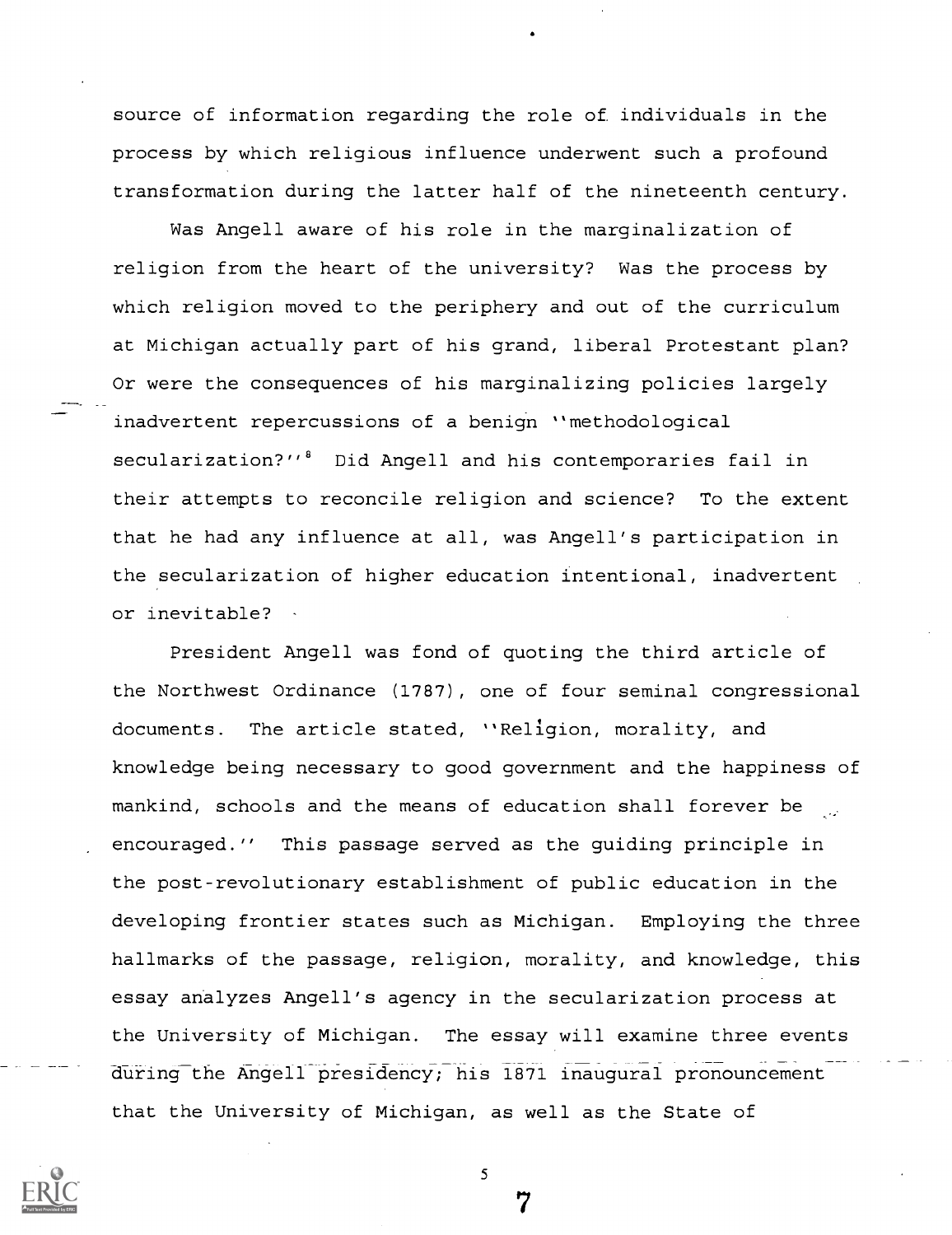source of information regarding the role of individuals in the process by which religious influence underwent such a profound transformation during the latter half of the nineteenth century.

Was Angell aware of his role in the marginalization of religion from the heart of the university? Was the process by which religion moved to the periphery and out of the curriculum at Michigan actually part of his grand, liberal Protestant plan? Or were the consequences of his marginalizing policies largely inadvertent repercussions of a benign ''methodological secularization?''[8] Did Angell and his contemporaries fail in their attempts to reconcile religion and science? To the extent that he had any influence at all, was Angell's participation in the secularization of higher education intentional, inadvertent or inevitable?

President Angell was fond of quoting the third article of the Northwest Ordinance (1787), one of four seminal congressional documents. The article stated, ''Religion, morality, and knowledge being necessary to good government and the happiness of mankind, schools and the means of education shall forever be encouraged.'' This passage served as the guiding principle in the post-revolutionary establishment of public education in the developing frontier states such as Michigan. Employing the three hallmarks of the passage, religion, morality, and knowledge, this essay analyzes Angell's agency in the secularization process at the University of Michigan. The essay will examine three events during the Angell presidency; his 1871 inaugural pronouncement that the University of Michigan, as well as the State of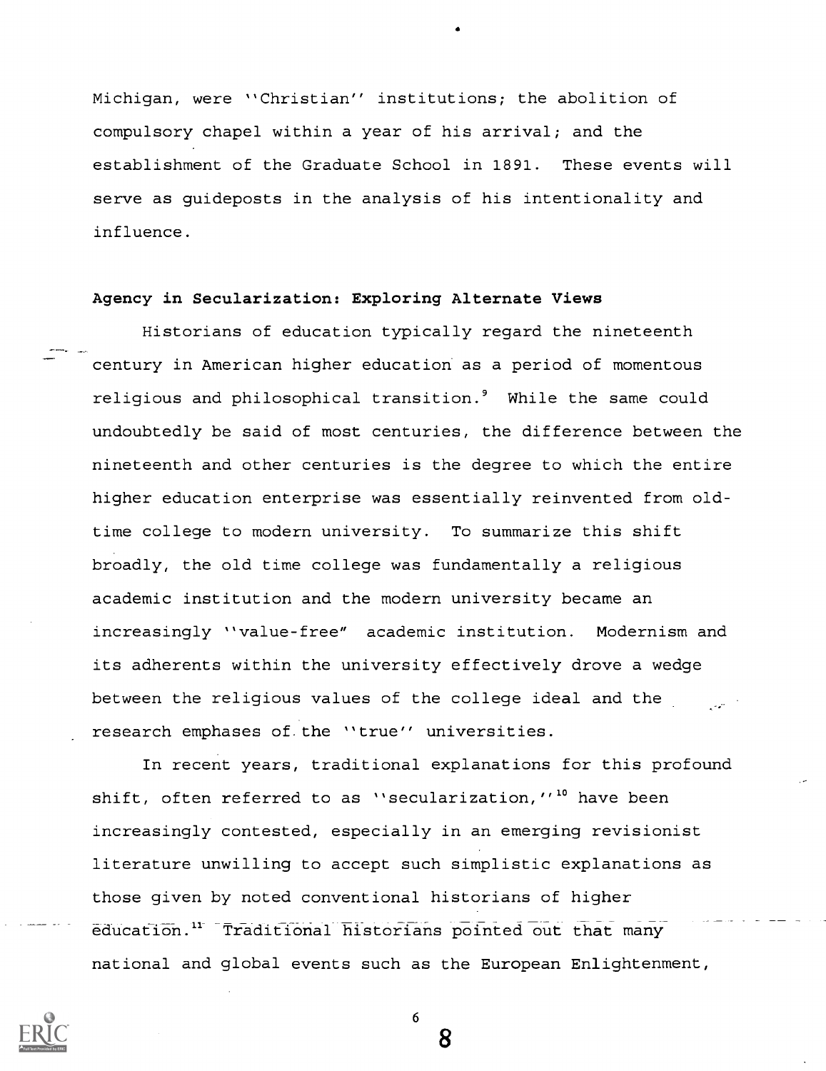Michigan, were ''Christian'' institutions; the abolition of compulsory chapel within a year of his arrival; and the establishment of the Graduate School in 1891. These events will serve as guideposts in the analysis of his intentionality and influence.

## Agency in Secularization: Exploring Alternate Views

Historians of education typically regard the nineteenth century in American higher education as a period of momentous religious and philosophical transition.[9] While the same could undoubtedly be said of most centuries, the difference between the nineteenth and other centuries is the degree to which the entire higher education enterprise was essentially reinvented from old-time college to modern university. To summarize this shift broadly, the old time college was fundamentally a religious academic institution and the modern university became an increasingly ''value-free" academic institution. Modernism and its adherents within the university effectively drove a wedge between the religious values of the college ideal and the research emphases of the ''true'' universities.

In recent years, traditional explanations for this profound shift, often referred to as ''secularization,''[10] have been increasingly contested, especially in an emerging revisionist literature unwilling to accept such simplistic explanations as those given by noted conventional historians of higher education.[11] Traditional historians pointed out that many national and global events such as the European Enlightenment,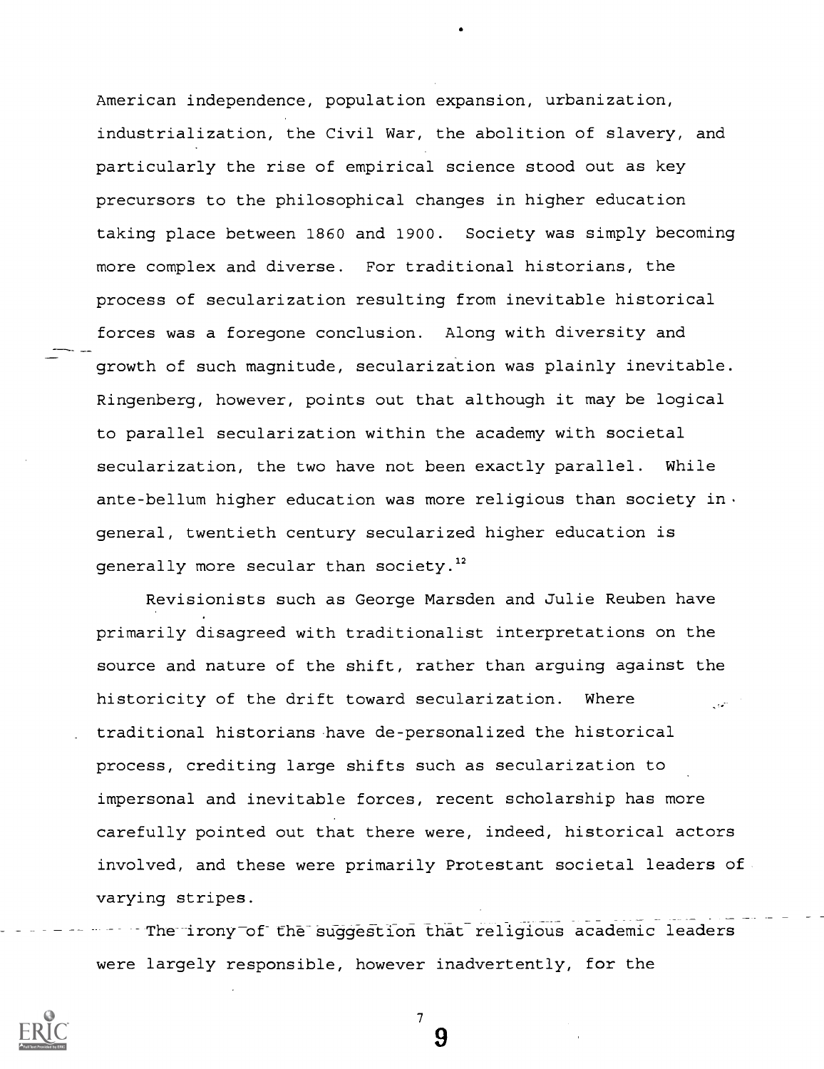American independence, population expansion, urbanization, industrialization, the Civil War, the abolition of slavery, and particularly the rise of empirical science stood out as key precursors to the philosophical changes in higher education taking place between 1860 and 1900. Society was simply becoming more complex and diverse. For traditional historians, the process of secularization resulting from inevitable historical forces was a foregone conclusion. Along with diversity and growth of such magnitude, secularization was plainly inevitable. Ringenberg, however, points out that although it may be logical to parallel secularization within the academy with societal secularization, the two have not been exactly parallel. While ante-bellum higher education was more religious than society in general, twentieth century secularized higher education is generally more secular than society.[12]

Revisionists such as George Marsden and Julie Reuben have primarily disagreed with traditionalist interpretations on the source and nature of the shift, rather than arguing against the historicity of the drift toward secularization. Where traditional historians have de-personalized the historical process, crediting large shifts such as secularization to impersonal and inevitable forces, recent scholarship has more carefully pointed out that there were, indeed, historical actors involved, and these were primarily Protestant societal leaders of varying stripes.

The irony of the suggestion that religious academic leaders were largely responsible, however inadvertently, for the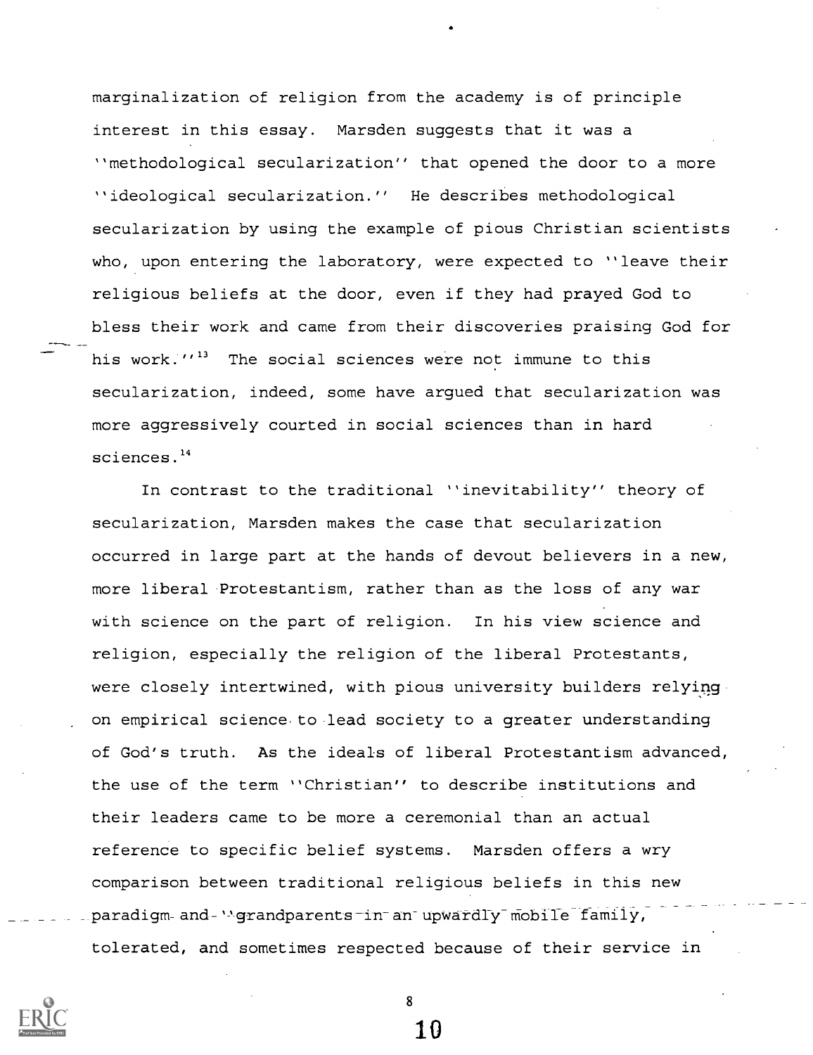marginalization of religion from the academy is of principle interest in this essay. Marsden suggests that it was a ''methodological secularization'' that opened the door to a more ''ideological secularization.'' He describes methodological secularization by using the example of pious Christian scientists who, upon entering the laboratory, were expected to ''leave their religious beliefs at the door, even if they had prayed God to bless their work and came from their discoveries praising God for his work.''[13] The social sciences were not immune to this secularization, indeed, some have argued that secularization was more aggressively courted in social sciences than in hard sciences.[14]

In contrast to the traditional ''inevitability'' theory of secularization, Marsden makes the case that secularization occurred in large part at the hands of devout believers in a new, more liberal Protestantism, rather than as the loss of any war with science on the part of religion. In his view science and religion, especially the religion of the liberal Protestants, were closely intertwined, with pious university builders relying on empirical science to lead society to a greater understanding of God's truth. As the ideals of liberal Protestantism advanced, the use of the term ''Christian'' to describe institutions and their leaders came to be more a ceremonial than an actual reference to specific belief systems. Marsden offers a wry comparison between traditional religious beliefs in this new paradigm and ''grandparents in an upwardly mobile family, tolerated, and sometimes respected because of their service in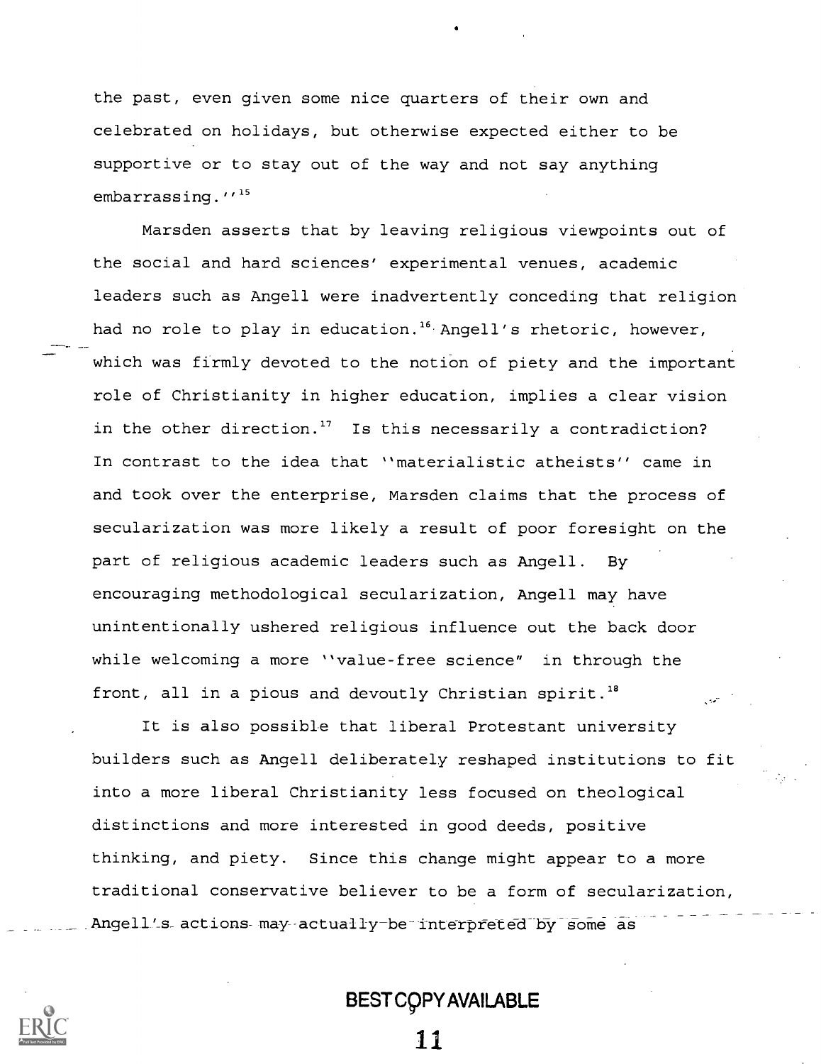the past, even given some nice quarters of their own and celebrated on holidays, but otherwise expected either to be supportive or to stay out of the way and not say anything embarrassing.''[15]

Marsden asserts that by leaving religious viewpoints out of the social and hard sciences' experimental venues, academic leaders such as Angell were inadvertently conceding that religion had no role to play in education.[16] Angell's rhetoric, however, which was firmly devoted to the notion of piety and the important role of Christianity in higher education, implies a clear vision in the other direction.[17] Is this necessarily a contradiction? In contrast to the idea that ''materialistic atheists'' came in and took over the enterprise, Marsden claims that the process of secularization was more likely a result of poor foresight on the part of religious academic leaders such as Angell. By encouraging methodological secularization, Angell may have unintentionally ushered religious influence out the back door while welcoming a more ''value-free science" in through the front, all in a pious and devoutly Christian spirit.[18]

It is also possible that liberal Protestant university builders such as Angell deliberately reshaped institutions to fit into a more liberal Christianity less focused on theological distinctions and more interested in good deeds, positive thinking, and piety. Since this change might appear to a more traditional conservative believer to be a form of secularization, Angell's actions may actually be interpreted by some as

BEST COPY AVAILABLE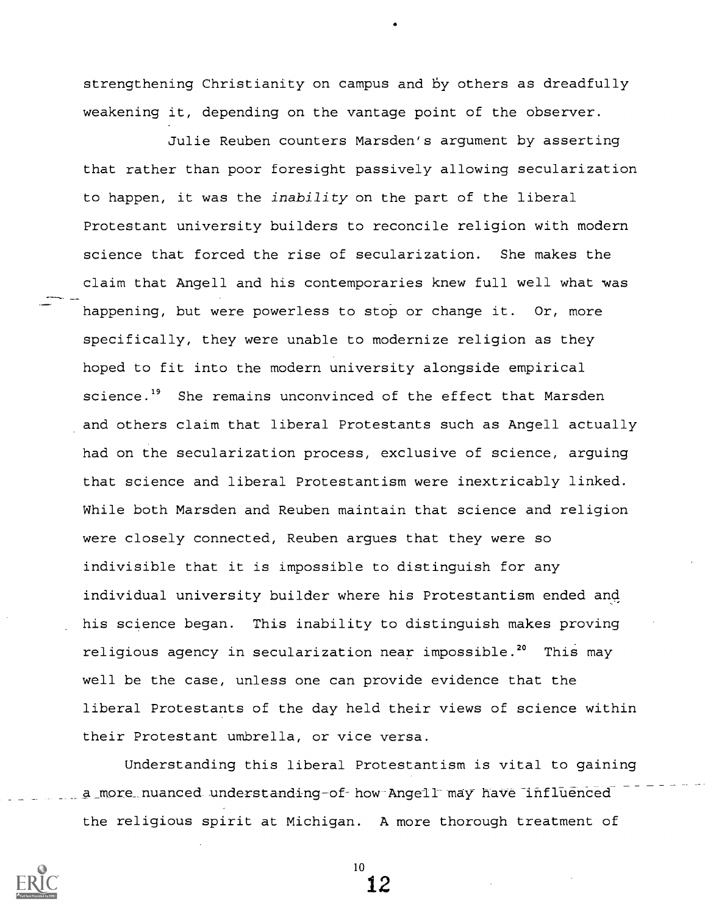strengthening Christianity on campus and by others as dreadfully weakening it, depending on the vantage point of the observer.

Julie Reuben counters Marsden's argument by asserting that rather than poor foresight passively allowing secularization to happen, it was the *inability* on the part of the liberal Protestant university builders to reconcile religion with modern science that forced the rise of secularization. She makes the claim that Angell and his contemporaries knew full well what was happening, but were powerless to stop or change it. Or, more specifically, they were unable to modernize religion as they hoped to fit into the modern university alongside empirical science.[19] She remains unconvinced of the effect that Marsden and others claim that liberal Protestants such as Angell actually had on the secularization process, exclusive of science, arguing that science and liberal Protestantism were inextricably linked. While both Marsden and Reuben maintain that science and religion were closely connected, Reuben argues that they were so indivisible that it is impossible to distinguish for any individual university builder where his Protestantism ended and his science began. This inability to distinguish makes proving religious agency in secularization near impossible.[20] This may well be the case, unless one can provide evidence that the liberal Protestants of the day held their views of science within their Protestant umbrella, or vice versa.

Understanding this liberal Protestantism is vital to gaining a more nuanced understanding of how Angell may have influenced the religious spirit at Michigan. A more thorough treatment of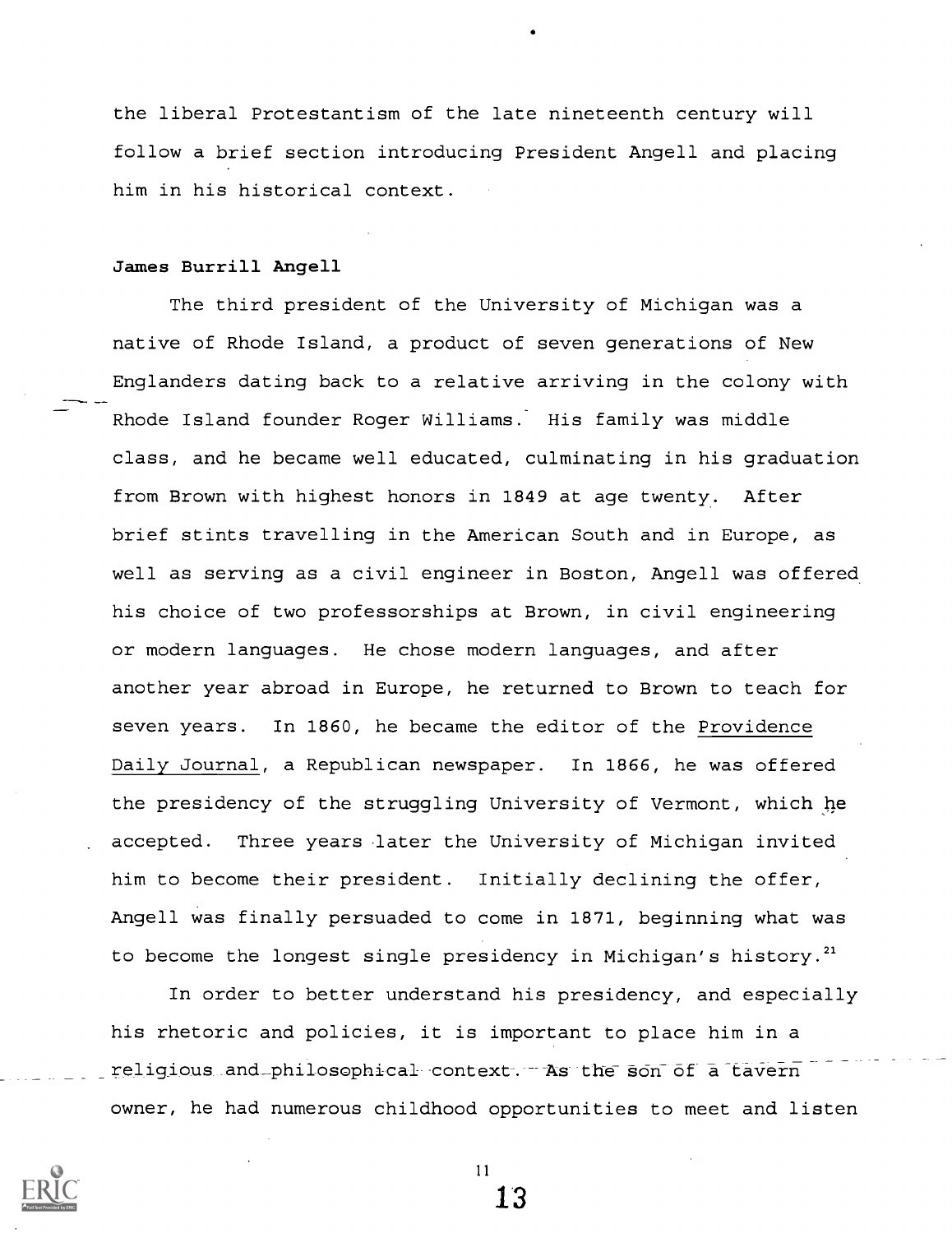the liberal Protestantism of the late nineteenth century will follow a brief section introducing President Angell and placing him in his historical context.

**James Burrill Angell**

The third president of the University of Michigan was a native of Rhode Island, a product of seven generations of New Englanders dating back to a relative arriving in the colony with Rhode Island founder Roger Williams. His family was middle class, and he became well educated, culminating in his graduation from Brown with highest honors in 1849 at age twenty. After brief stints travelling in the American South and in Europe, as well as serving as a civil engineer in Boston, Angell was offered his choice of two professorships at Brown, in civil engineering or modern languages. He chose modern languages, and after another year abroad in Europe, he returned to Brown to teach for seven years. In 1860, he became the editor of the Providence Daily Journal, a Republican newspaper. In 1866, he was offered the presidency of the struggling University of Vermont, which he accepted. Three years later the University of Michigan invited him to become their president. Initially declining the offer, Angell was finally persuaded to come in 1871, beginning what was to become the longest single presidency in Michigan's history.[21]

In order to better understand his presidency, and especially his rhetoric and policies, it is important to place him in a religious and philosophical context. As the son of a tavern owner, he had numerous childhood opportunities to meet and listen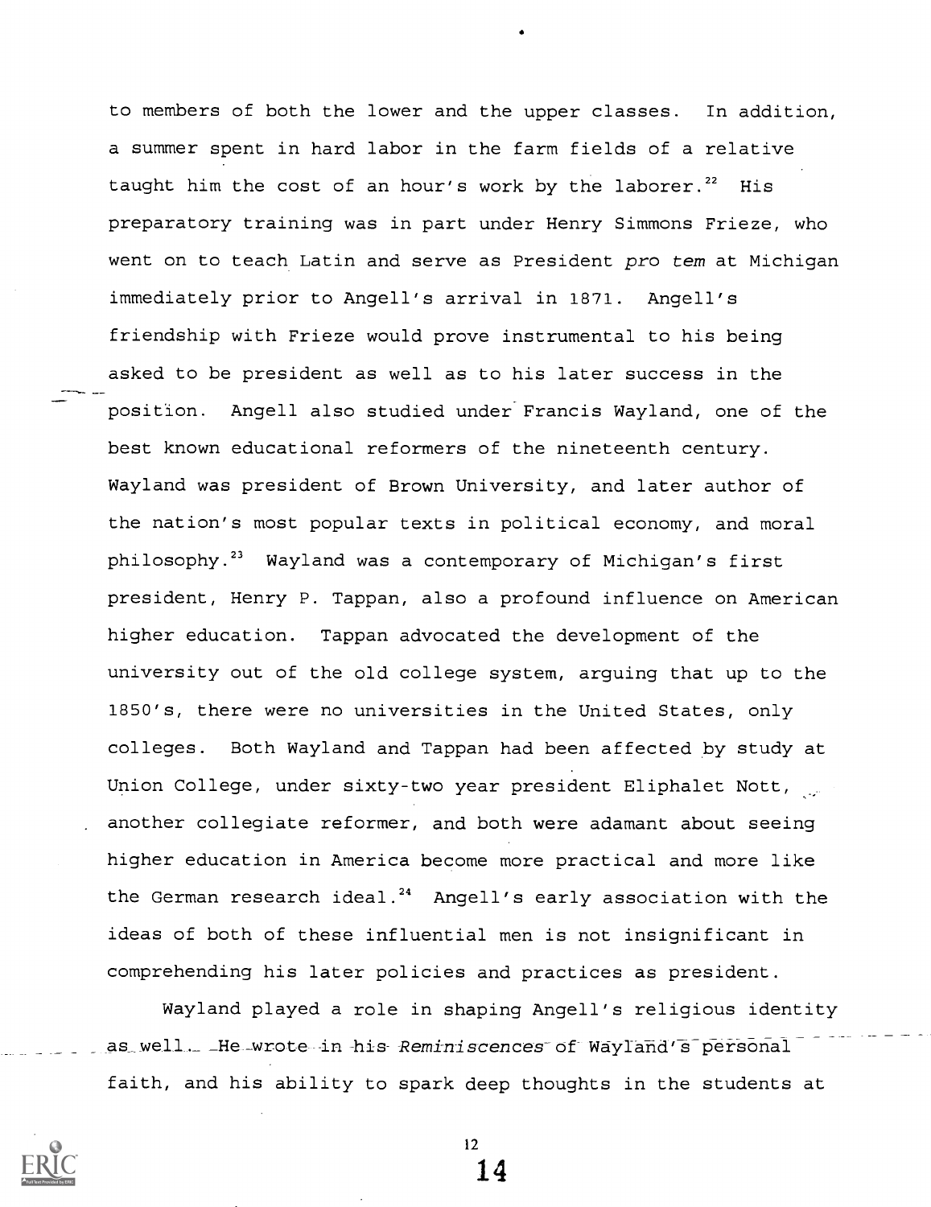to members of both the lower and the upper classes. In addition, a summer spent in hard labor in the farm fields of a relative taught him the cost of an hour's work by the laborer.[22] His preparatory training was in part under Henry Simmons Frieze, who went on to teach Latin and serve as President *pro tem* at Michigan immediately prior to Angell's arrival in 1871. Angell's friendship with Frieze would prove instrumental to his being asked to be president as well as to his later success in the position. Angell also studied under Francis Wayland, one of the best known educational reformers of the nineteenth century. Wayland was president of Brown University, and later author of the nation's most popular texts in political economy, and moral philosophy.[23] Wayland was a contemporary of Michigan's first president, Henry P. Tappan, also a profound influence on American higher education. Tappan advocated the development of the university out of the old college system, arguing that up to the 1850's, there were no universities in the United States, only colleges. Both Wayland and Tappan had been affected by study at Union College, under sixty-two year president Eliphalet Nott, another collegiate reformer, and both were adamant about seeing higher education in America become more practical and more like the German research ideal.[24] Angell's early association with the ideas of both of these influential men is not insignificant in comprehending his later policies and practices as president.

Wayland played a role in shaping Angell's religious identity as well. He wrote in his *Reminiscences* of Wayland's personal faith, and his ability to spark deep thoughts in the students at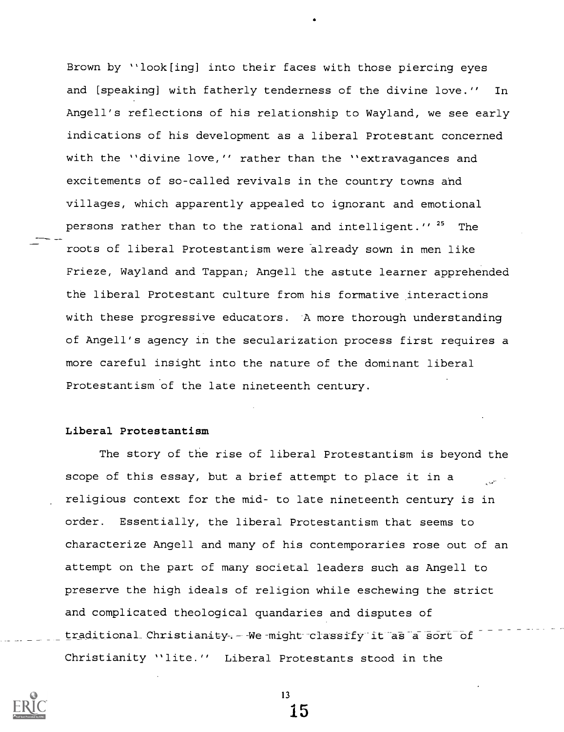Brown by ''look[ing] into their faces with those piercing eyes and [speaking] with fatherly tenderness of the divine love.'' In Angell's reflections of his relationship to Wayland, we see early indications of his development as a liberal Protestant concerned with the ''divine love,'' rather than the ''extravagances and excitements of so-called revivals in the country towns and villages, which apparently appealed to ignorant and emotional persons rather than to the rational and intelligent.'' [25] The roots of liberal Protestantism were already sown in men like Frieze, Wayland and Tappan; Angell the astute learner apprehended the liberal Protestant culture from his formative interactions with these progressive educators. A more thorough understanding of Angell's agency in the secularization process first requires a more careful insight into the nature of the dominant liberal Protestantism of the late nineteenth century.

**Liberal Protestantism**

The story of the rise of liberal Protestantism is beyond the scope of this essay, but a brief attempt to place it in a religious context for the mid- to late nineteenth century is in order. Essentially, the liberal Protestantism that seems to characterize Angell and many of his contemporaries rose out of an attempt on the part of many societal leaders such as Angell to preserve the high ideals of religion while eschewing the strict and complicated theological quandaries and disputes of traditional Christianity. We might classify it as a sort of Christianity ''lite.'' Liberal Protestants stood in the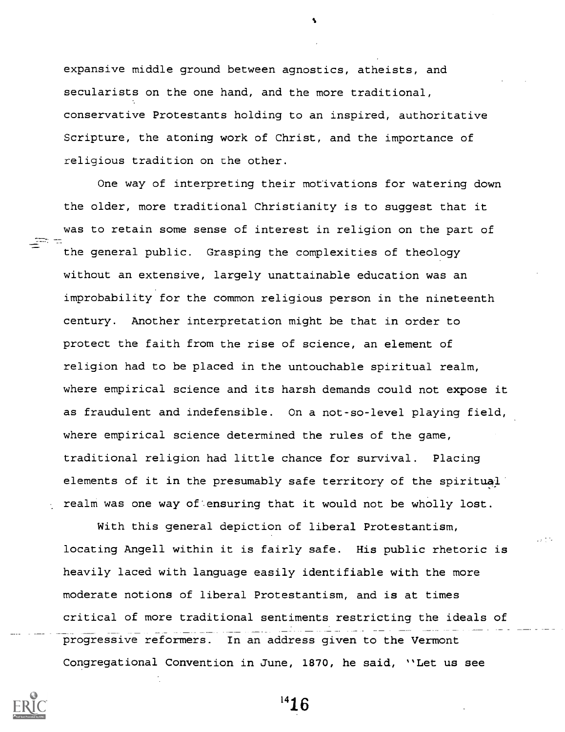expansive middle ground between agnostics, atheists, and secularists on the one hand, and the more traditional, conservative Protestants holding to an inspired, authoritative Scripture, the atoning work of Christ, and the importance of religious tradition on the other.

One way of interpreting their motivations for watering down the older, more traditional Christianity is to suggest that it was to retain some sense of interest in religion on the part of the general public. Grasping the complexities of theology without an extensive, largely unattainable education was an improbability for the common religious person in the nineteenth century. Another interpretation might be that in order to protect the faith from the rise of science, an element of religion had to be placed in the untouchable spiritual realm, where empirical science and its harsh demands could not expose it as fraudulent and indefensible. On a not-so-level playing field, where empirical science determined the rules of the game, traditional religion had little chance for survival. Placing elements of it in the presumably safe territory of the spiritual realm was one way of ensuring that it would not be wholly lost.

With this general depiction of liberal Protestantism, locating Angell within it is fairly safe. His public rhetoric is heavily laced with language easily identifiable with the more moderate notions of liberal Protestantism, and is at times critical of more traditional sentiments restricting the ideals of progressive reformers. In an address given to the Vermont Congregational Convention in June, 1870, he said, ''Let us see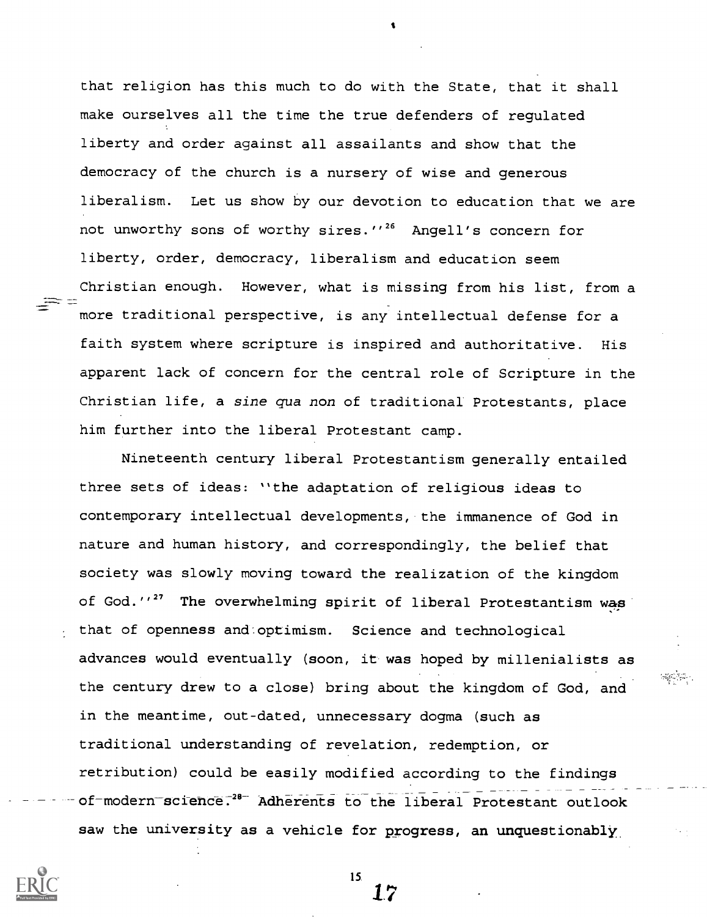that religion has this much to do with the State, that it shall make ourselves all the time the true defenders of regulated liberty and order against all assailants and show that the democracy of the church is a nursery of wise and generous liberalism. Let us show by our devotion to education that we are not unworthy sons of worthy sires.''[26] Angell's concern for liberty, order, democracy, liberalism and education seem Christian enough. However, what is missing from his list, from a more traditional perspective, is any intellectual defense for a faith system where scripture is inspired and authoritative. His apparent lack of concern for the central role of Scripture in the Christian life, a *sine qua non* of traditional Protestants, place him further into the liberal Protestant camp.

Nineteenth century liberal Protestantism generally entailed three sets of ideas: ''the adaptation of religious ideas to contemporary intellectual developments, the immanence of God in nature and human history, and correspondingly, the belief that society was slowly moving toward the realization of the kingdom of God.''[27] The overwhelming spirit of liberal Protestantism was that of openness and optimism. Science and technological advances would eventually (soon, it was hoped by millenialists as the century drew to a close) bring about the kingdom of God, and in the meantime, out-dated, unnecessary dogma (such as traditional understanding of revelation, redemption, or retribution) could be easily modified according to the findings of modern science.[28] Adherents to the liberal Protestant outlook saw the university as a vehicle for progress, an unquestionably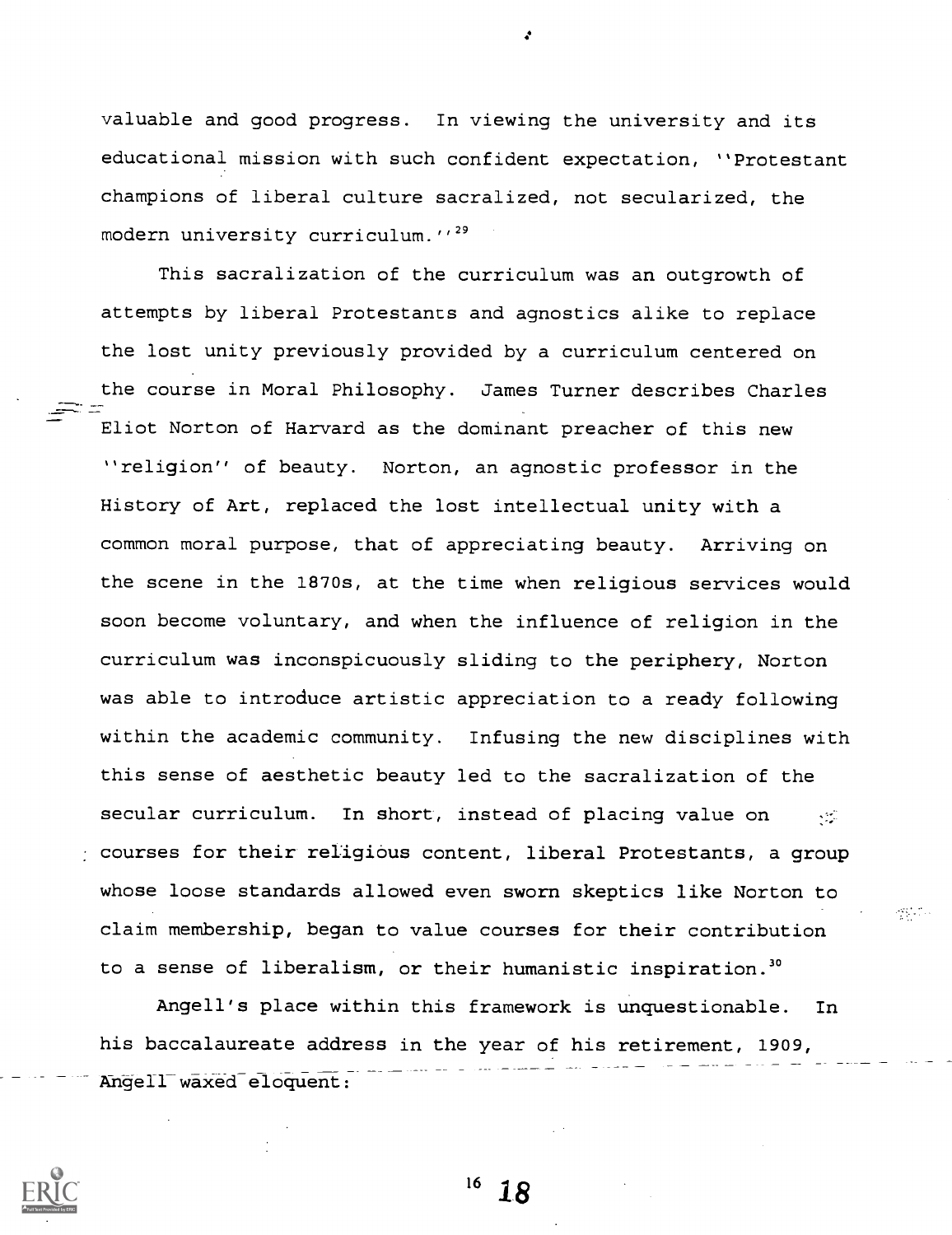valuable and good progress. In viewing the university and its educational mission with such confident expectation, ''Protestant champions of liberal culture sacralized, not secularized, the modern university curriculum.''[29]

This sacralization of the curriculum was an outgrowth of attempts by liberal Protestants and agnostics alike to replace the lost unity previously provided by a curriculum centered on the course in Moral Philosophy. James Turner describes Charles Eliot Norton of Harvard as the dominant preacher of this new ''religion'' of beauty. Norton, an agnostic professor in the History of Art, replaced the lost intellectual unity with a common moral purpose, that of appreciating beauty. Arriving on the scene in the 1870s, at the time when religious services would soon become voluntary, and when the influence of religion in the curriculum was inconspicuously sliding to the periphery, Norton was able to introduce artistic appreciation to a ready following within the academic community. Infusing the new disciplines with this sense of aesthetic beauty led to the sacralization of the secular curriculum. In short, instead of placing value on courses for their religious content, liberal Protestants, a group whose loose standards allowed even sworn skeptics like Norton to claim membership, began to value courses for their contribution to a sense of liberalism, or their humanistic inspiration.[30]

Angell's place within this framework is unquestionable. In his baccalaureate address in the year of his retirement, 1909, Angell waxed eloquent: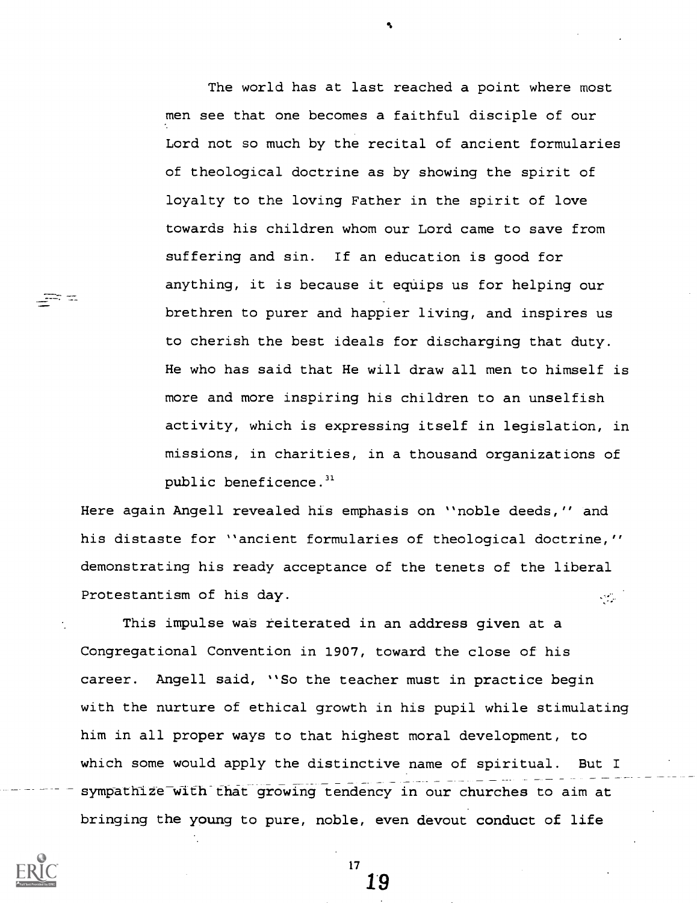> The world has at last reached a point where most men see that one becomes a faithful disciple of our Lord not so much by the recital of ancient formularies of theological doctrine as by showing the spirit of loyalty to the loving Father in the spirit of love towards his children whom our Lord came to save from suffering and sin. If an education is good for anything, it is because it equips us for helping our brethren to purer and happier living, and inspires us to cherish the best ideals for discharging that duty. He who has said that He will draw all men to himself is more and more inspiring his children to an unselfish activity, which is expressing itself in legislation, in missions, in charities, in a thousand organizations of public beneficence.[31]

Here again Angell revealed his emphasis on ''noble deeds,'' and his distaste for ''ancient formularies of theological doctrine,'' demonstrating his ready acceptance of the tenets of the liberal Protestantism of his day.

This impulse was reiterated in an address given at a Congregational Convention in 1907, toward the close of his career. Angell said, ''So the teacher must in practice begin with the nurture of ethical growth in his pupil while stimulating him in all proper ways to that highest moral development, to which some would apply the distinctive name of spiritual. But I sympathize with that growing tendency in our churches to aim at bringing the young to pure, noble, even devout conduct of life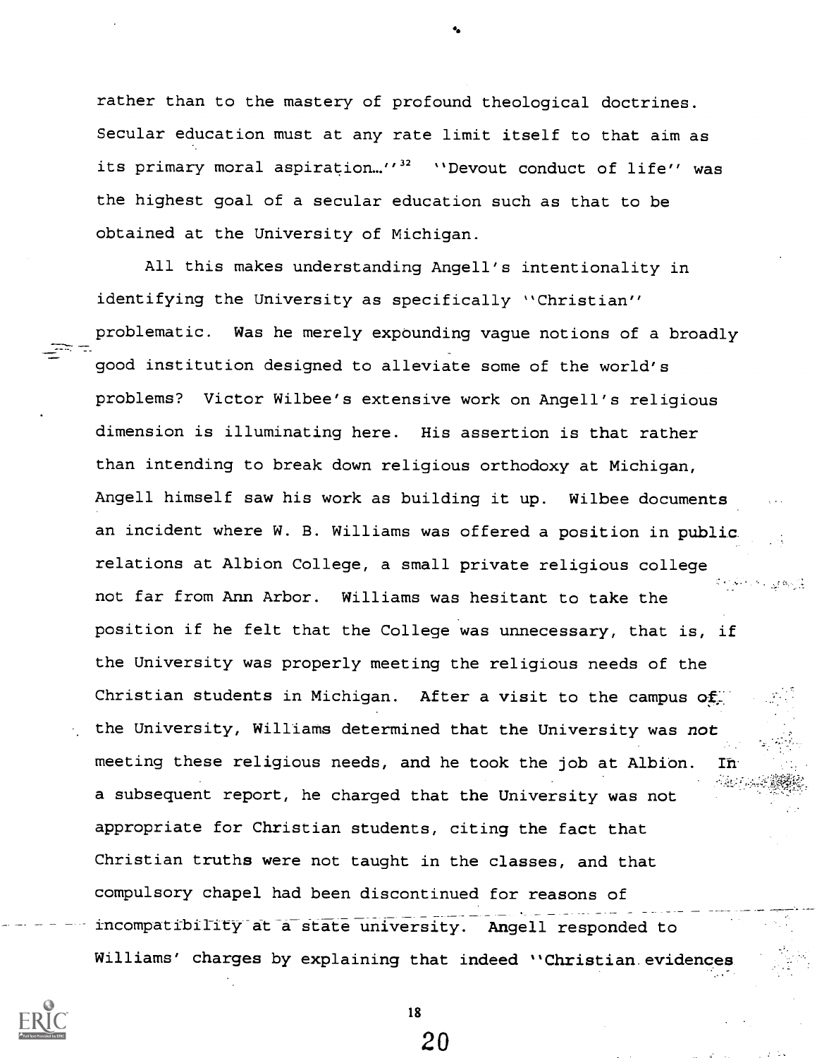rather than to the mastery of profound theological doctrines. Secular education must at any rate limit itself to that aim as its primary moral aspiration...''[32] ''Devout conduct of life'' was the highest goal of a secular education such as that to be obtained at the University of Michigan.

All this makes understanding Angell's intentionality in identifying the University as specifically ''Christian'' problematic. Was he merely expounding vague notions of a broadly good institution designed to alleviate some of the world's problems? Victor Wilbee's extensive work on Angell's religious dimension is illuminating here. His assertion is that rather than intending to break down religious orthodoxy at Michigan, Angell himself saw his work as building it up. Wilbee documents an incident where W. B. Williams was offered a position in public relations at Albion College, a small private religious college not far from Ann Arbor. Williams was hesitant to take the position if he felt that the College was unnecessary, that is, if the University was properly meeting the religious needs of the Christian students in Michigan. After a visit to the campus of the University, Williams determined that the University was *not* meeting these religious needs, and he took the job at Albion. In a subsequent report, he charged that the University was not appropriate for Christian students, citing the fact that Christian truths were not taught in the classes, and that compulsory chapel had been discontinued for reasons of incompatibility at a state university. Angell responded to Williams' charges by explaining that indeed ''Christian evidences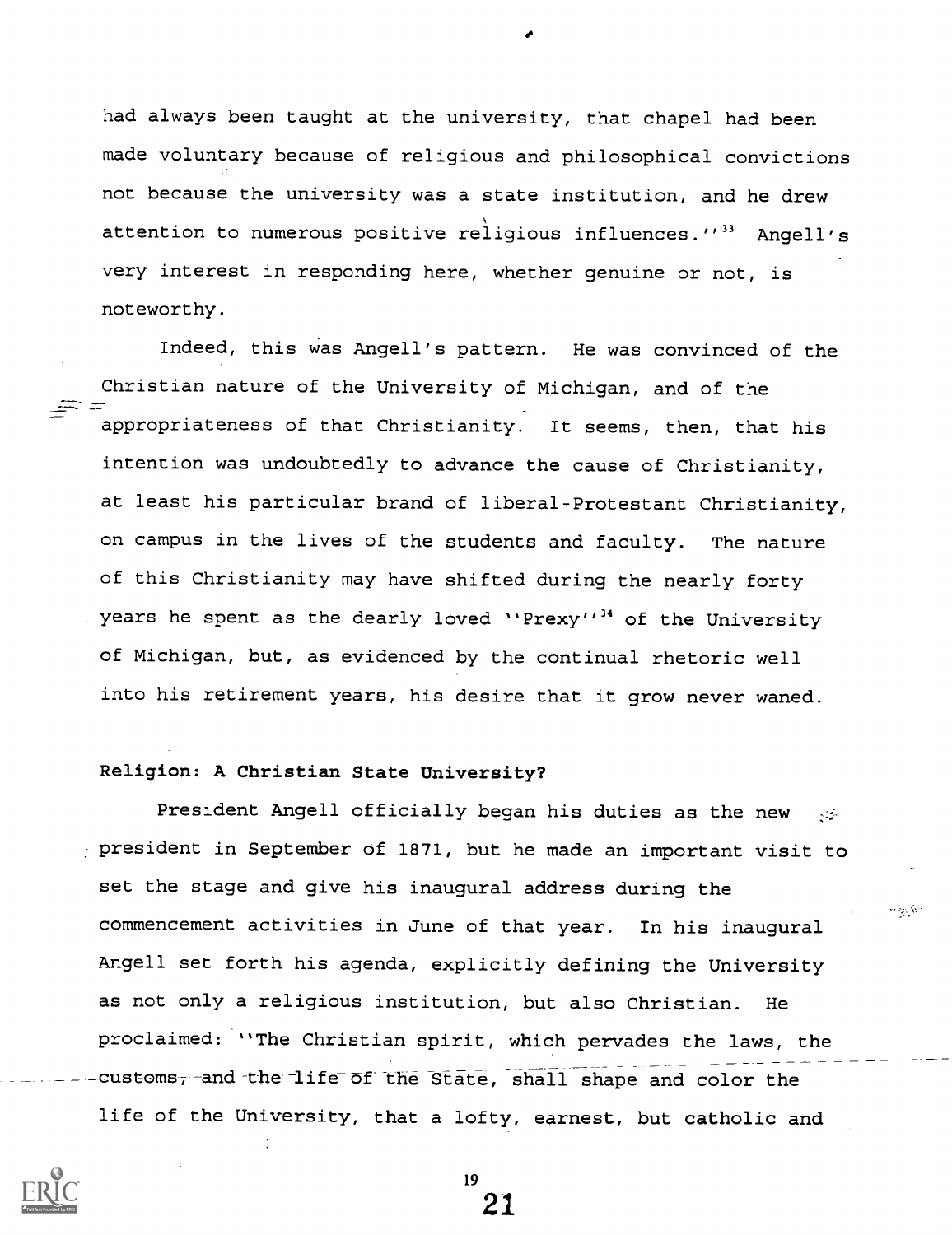had always been taught at the university, that chapel had been made voluntary because of religious and philosophical convictions not because the university was a state institution, and he drew attention to numerous positive religious influences.''[33] Angell's very interest in responding here, whether genuine or not, is noteworthy.

Indeed, this was Angell's pattern. He was convinced of the Christian nature of the University of Michigan, and of the appropriateness of that Christianity. It seems, then, that his intention was undoubtedly to advance the cause of Christianity, at least his particular brand of liberal-Protestant Christianity, on campus in the lives of the students and faculty. The nature of this Christianity may have shifted during the nearly forty years he spent as the dearly loved ''Prexy''[34] of the University of Michigan, but, as evidenced by the continual rhetoric well into his retirement years, his desire that it grow never waned.

**Religion: A Christian State University?**

President Angell officially began his duties as the new president in September of 1871, but he made an important visit to set the stage and give his inaugural address during the commencement activities in June of that year. In his inaugural Angell set forth his agenda, explicitly defining the University as not only a religious institution, but also Christian. He proclaimed: ''The Christian spirit, which pervades the laws, the customs, and the life of the State, shall shape and color the life of the University, that a lofty, earnest, but catholic and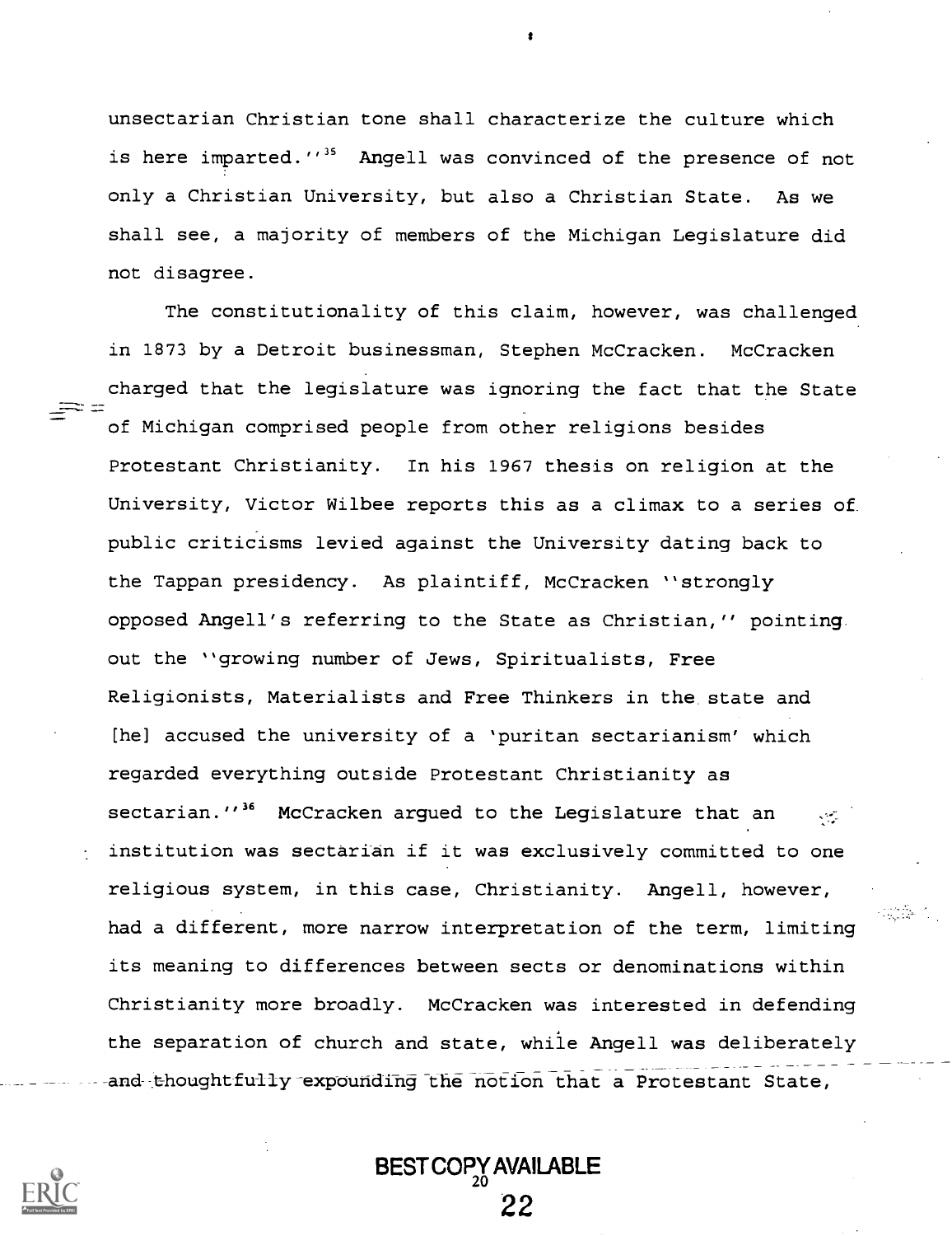unsectarian Christian tone shall characterize the culture which is here imparted.''[35] Angell was convinced of the presence of not only a Christian University, but also a Christian State. As we shall see, a majority of members of the Michigan Legislature did not disagree.

The constitutionality of this claim, however, was challenged in 1873 by a Detroit businessman, Stephen McCracken. McCracken charged that the legislature was ignoring the fact that the State of Michigan comprised people from other religions besides Protestant Christianity. In his 1967 thesis on religion at the University, Victor Wilbee reports this as a climax to a series of public criticisms levied against the University dating back to the Tappan presidency. As plaintiff, McCracken ''strongly opposed Angell's referring to the State as Christian,'' pointing out the ''growing number of Jews, Spiritualists, Free Religionists, Materialists and Free Thinkers in the state and [he] accused the university of a 'puritan sectarianism' which regarded everything outside Protestant Christianity as sectarian.''[36] McCracken argued to the Legislature that an institution was sectarian if it was exclusively committed to one religious system, in this case, Christianity. Angell, however, had a different, more narrow interpretation of the term, limiting its meaning to differences between sects or denominations within Christianity more broadly. McCracken was interested in defending the separation of church and state, while Angell was deliberately and thoughtfully expounding the notion that a Protestant State,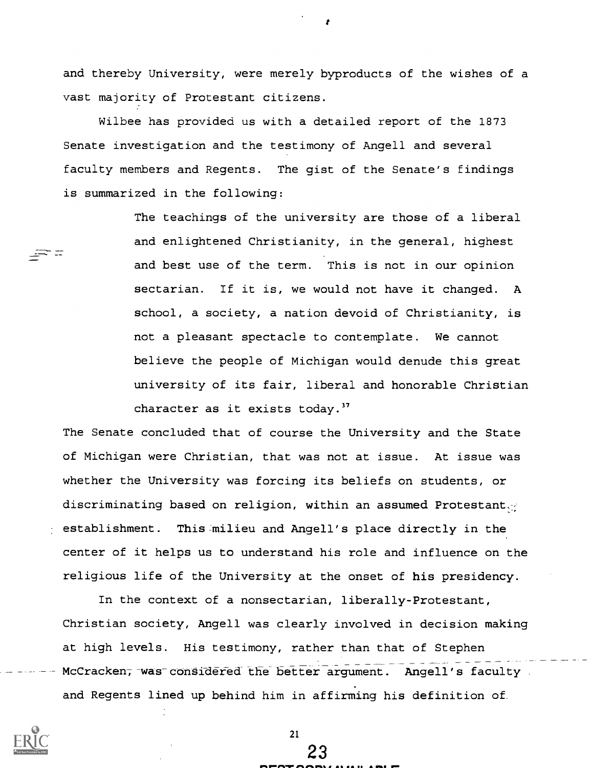and thereby University, were merely byproducts of the wishes of a vast majority of Protestant citizens.

Wilbee has provided us with a detailed report of the 1873 Senate investigation and the testimony of Angell and several faculty members and Regents. The gist of the Senate's findings is summarized in the following:

> The teachings of the university are those of a liberal and enlightened Christianity, in the general, highest and best use of the term. This is not in our opinion sectarian. If it is, we would not have it changed. A school, a society, a nation devoid of Christianity, is not a pleasant spectacle to contemplate. We cannot believe the people of Michigan would denude this great university of its fair, liberal and honorable Christian character as it exists today.[37]

The Senate concluded that of course the University and the State of Michigan were Christian, that was not at issue. At issue was whether the University was forcing its beliefs on students, or discriminating based on religion, within an assumed Protestant establishment. This milieu and Angell's place directly in the center of it helps us to understand his role and influence on the religious life of the University at the onset of his presidency.

In the context of a nonsectarian, liberally-Protestant, Christian society, Angell was clearly involved in decision making at high levels. His testimony, rather than that of Stephen McCracken, was considered the better argument. Angell's faculty and Regents lined up behind him in affirming his definition of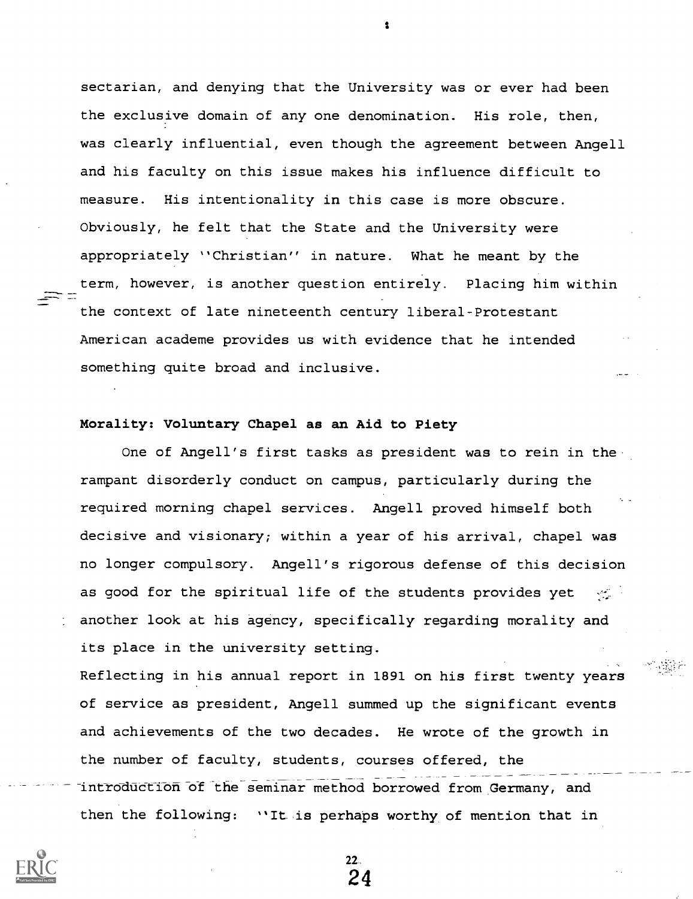sectarian, and denying that the University was or ever had been the exclusive domain of any one denomination. His role, then, was clearly influential, even though the agreement between Angell and his faculty on this issue makes his influence difficult to measure. His intentionality in this case is more obscure. Obviously, he felt that the State and the University were appropriately ''Christian'' in nature. What he meant by the term, however, is another question entirely. Placing him within the context of late nineteenth century liberal-Protestant American academe provides us with evidence that he intended something quite broad and inclusive.

**Morality: Voluntary Chapel as an Aid to Piety**

One of Angell's first tasks as president was to rein in the rampant disorderly conduct on campus, particularly during the required morning chapel services. Angell proved himself both decisive and visionary; within a year of his arrival, chapel was no longer compulsory. Angell's rigorous defense of this decision as good for the spiritual life of the students provides yet another look at his agency, specifically regarding morality and its place in the university setting.

Reflecting in his annual report in 1891 on his first twenty years of service as president, Angell summed up the significant events and achievements of the two decades. He wrote of the growth in the number of faculty, students, courses offered, the introduction of the seminar method borrowed from Germany, and then the following: ''It is perhaps worthy of mention that in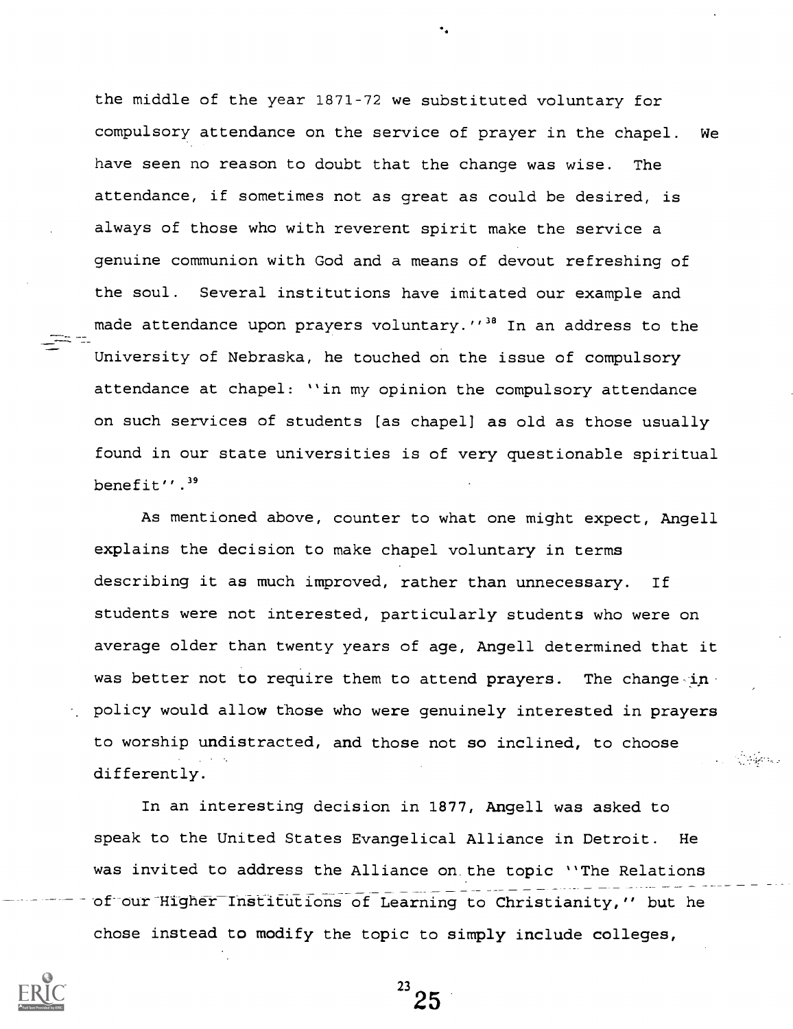the middle of the year 1871-72 we substituted voluntary for compulsory attendance on the service of prayer in the chapel. We have seen no reason to doubt that the change was wise. The attendance, if sometimes not as great as could be desired, is always of those who with reverent spirit make the service a genuine communion with God and a means of devout refreshing of the soul. Several institutions have imitated our example and made attendance upon prayers voluntary.''[38] In an address to the University of Nebraska, he touched on the issue of compulsory attendance at chapel: ''in my opinion the compulsory attendance on such services of students [as chapel] as old as those usually found in our state universities is of very questionable spiritual benefit''.[39]

As mentioned above, counter to what one might expect, Angell explains the decision to make chapel voluntary in terms describing it as much improved, rather than unnecessary. If students were not interested, particularly students who were on average older than twenty years of age, Angell determined that it was better not to require them to attend prayers. The change in policy would allow those who were genuinely interested in prayers to worship undistracted, and those not so inclined, to choose differently.

In an interesting decision in 1877, Angell was asked to speak to the United States Evangelical Alliance in Detroit. He was invited to address the Alliance on the topic ''The Relations of our Higher Institutions of Learning to Christianity,'' but he chose instead to modify the topic to simply include colleges,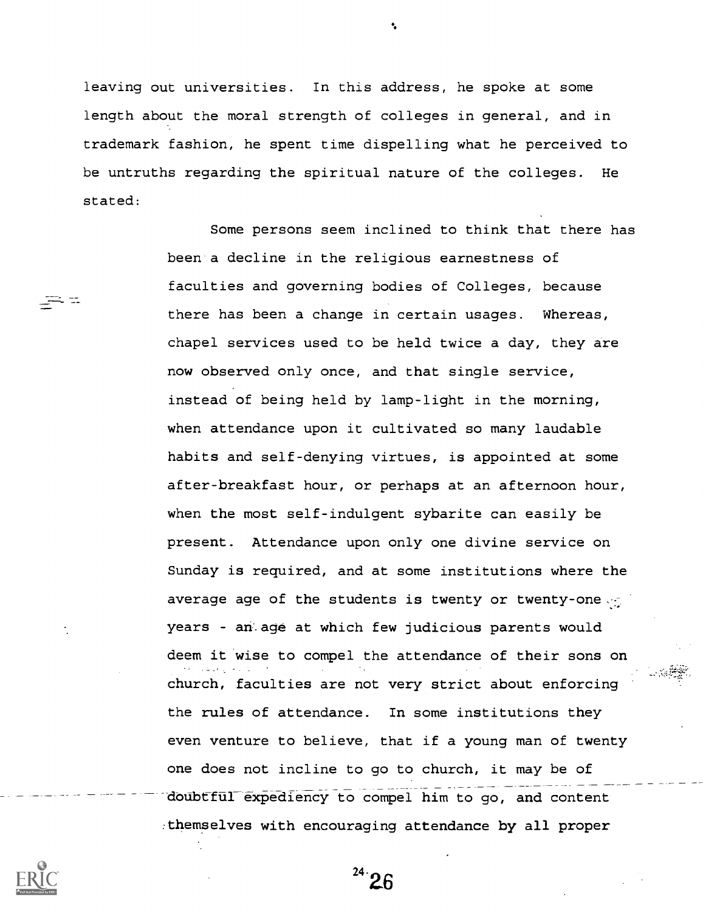leaving out universities. In this address, he spoke at some length about the moral strength of colleges in general, and in trademark fashion, he spent time dispelling what he perceived to be untruths regarding the spiritual nature of the colleges. He stated:

> Some persons seem inclined to think that there has been a decline in the religious earnestness of faculties and governing bodies of Colleges, because there has been a change in certain usages. Whereas, chapel services used to be held twice a day, they are now observed only once, and that single service, instead of being held by lamp-light in the morning, when attendance upon it cultivated so many laudable habits and self-denying virtues, is appointed at some after-breakfast hour, or perhaps at an afternoon hour, when the most self-indulgent sybarite can easily be present. Attendance upon only one divine service on Sunday is required, and at some institutions where the average age of the students is twenty or twenty-one years - an age at which few judicious parents would deem it wise to compel the attendance of their sons on church, faculties are not very strict about enforcing the rules of attendance. In some institutions they even venture to believe, that if a young man of twenty one does not incline to go to church, it may be of doubtful expediency to compel him to go, and content themselves with encouraging attendance by all proper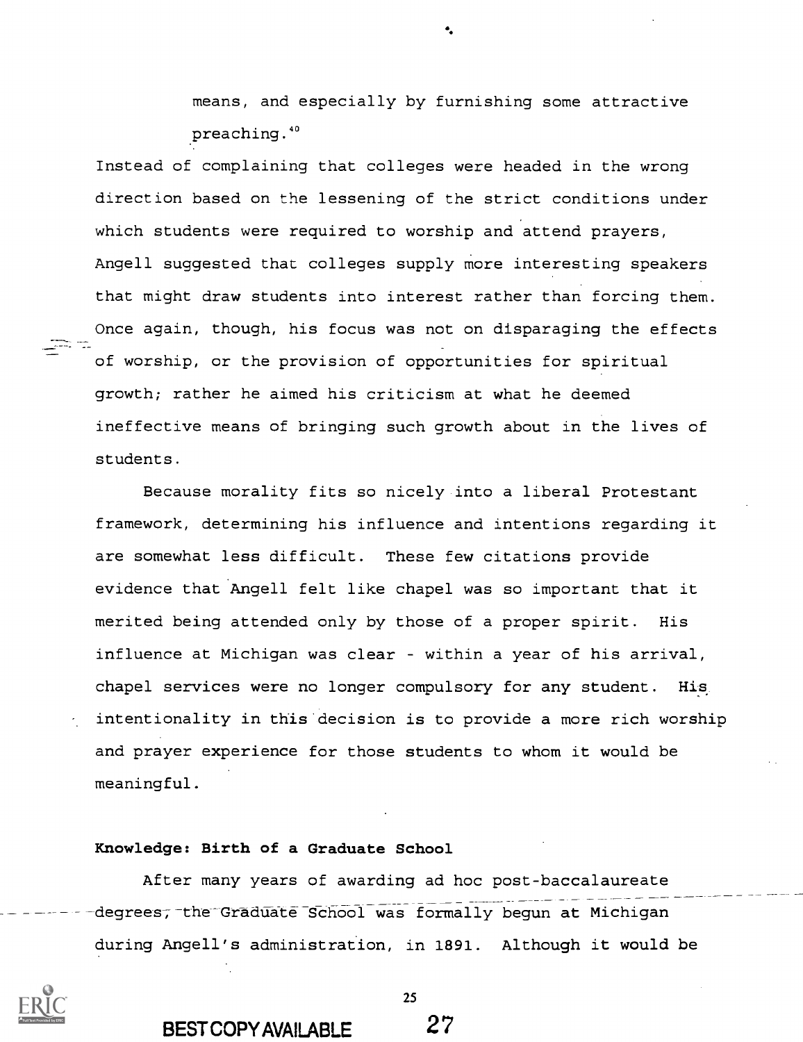means, and especially by furnishing some attractive preaching.[40]

Instead of complaining that colleges were headed in the wrong direction based on the lessening of the strict conditions under which students were required to worship and attend prayers, Angell suggested that colleges supply more interesting speakers that might draw students into interest rather than forcing them. Once again, though, his focus was not on disparaging the effects of worship, or the provision of opportunities for spiritual growth; rather he aimed his criticism at what he deemed ineffective means of bringing such growth about in the lives of students.

Because morality fits so nicely into a liberal Protestant framework, determining his influence and intentions regarding it are somewhat less difficult. These few citations provide evidence that Angell felt like chapel was so important that it merited being attended only by those of a proper spirit. His influence at Michigan was clear - within a year of his arrival, chapel services were no longer compulsory for any student. His intentionality in this decision is to provide a more rich worship and prayer experience for those students to whom it would be meaningful.

**Knowledge: Birth of a Graduate School**

After many years of awarding ad hoc post-baccalaureate degrees, the Graduate School was formally begun at Michigan during Angell's administration, in 1891. Although it would be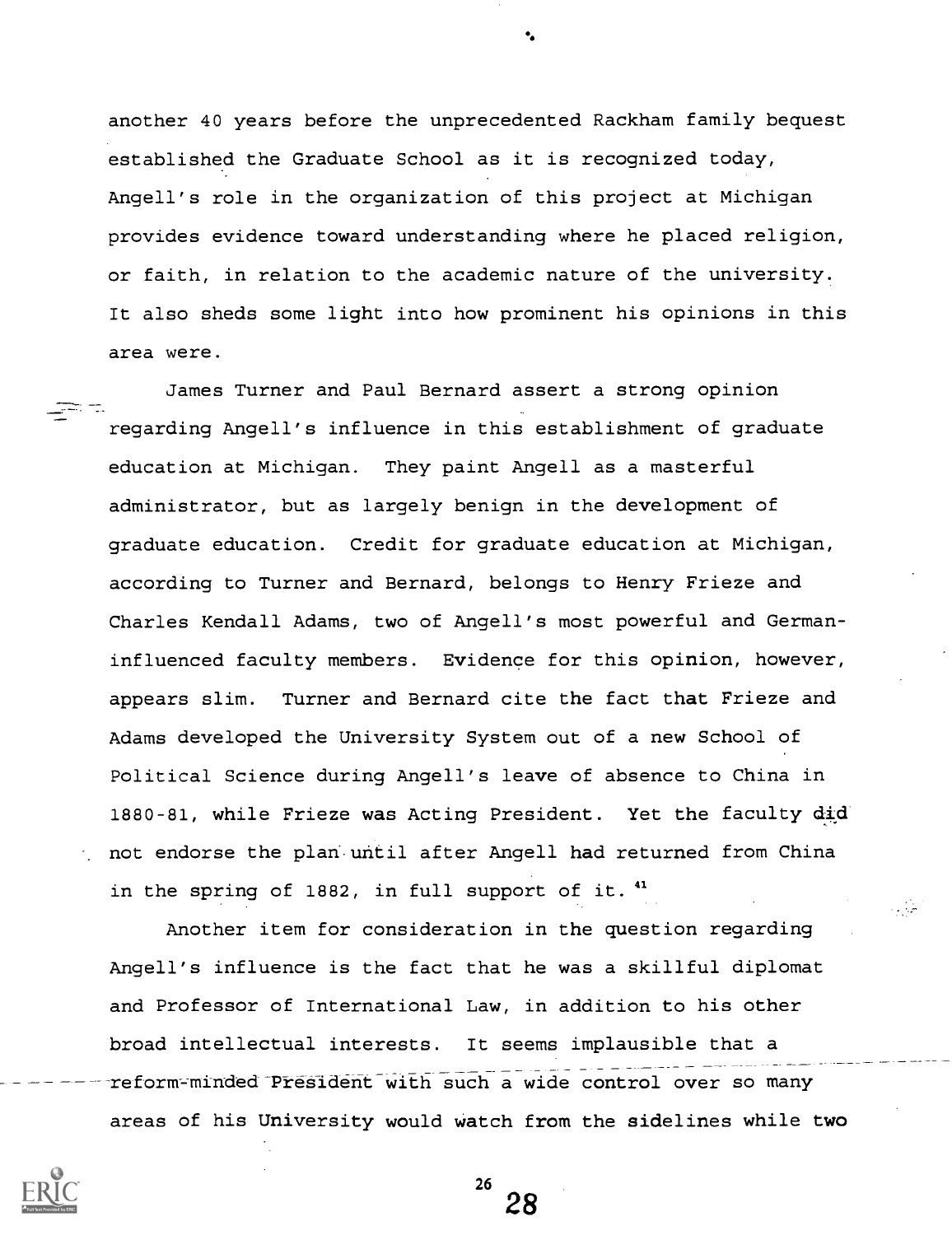another 40 years before the unprecedented Rackham family bequest established the Graduate School as it is recognized today, Angell's role in the organization of this project at Michigan provides evidence toward understanding where he placed religion, or faith, in relation to the academic nature of the university. It also sheds some light into how prominent his opinions in this area were.

James Turner and Paul Bernard assert a strong opinion regarding Angell's influence in this establishment of graduate education at Michigan. They paint Angell as a masterful administrator, but as largely benign in the development of graduate education. Credit for graduate education at Michigan, according to Turner and Bernard, belongs to Henry Frieze and Charles Kendall Adams, two of Angell's most powerful and German-influenced faculty members. Evidence for this opinion, however, appears slim. Turner and Bernard cite the fact that Frieze and Adams developed the University System out of a new School of Political Science during Angell's leave of absence to China in 1880-81, while Frieze was Acting President. Yet the faculty did not endorse the plan until after Angell had returned from China in the spring of 1882, in full support of it.[41]

Another item for consideration in the question regarding Angell's influence is the fact that he was a skillful diplomat and Professor of International Law, in addition to his other broad intellectual interests. It seems implausible that a reform-minded President with such a wide control over so many areas of his University would watch from the sidelines while two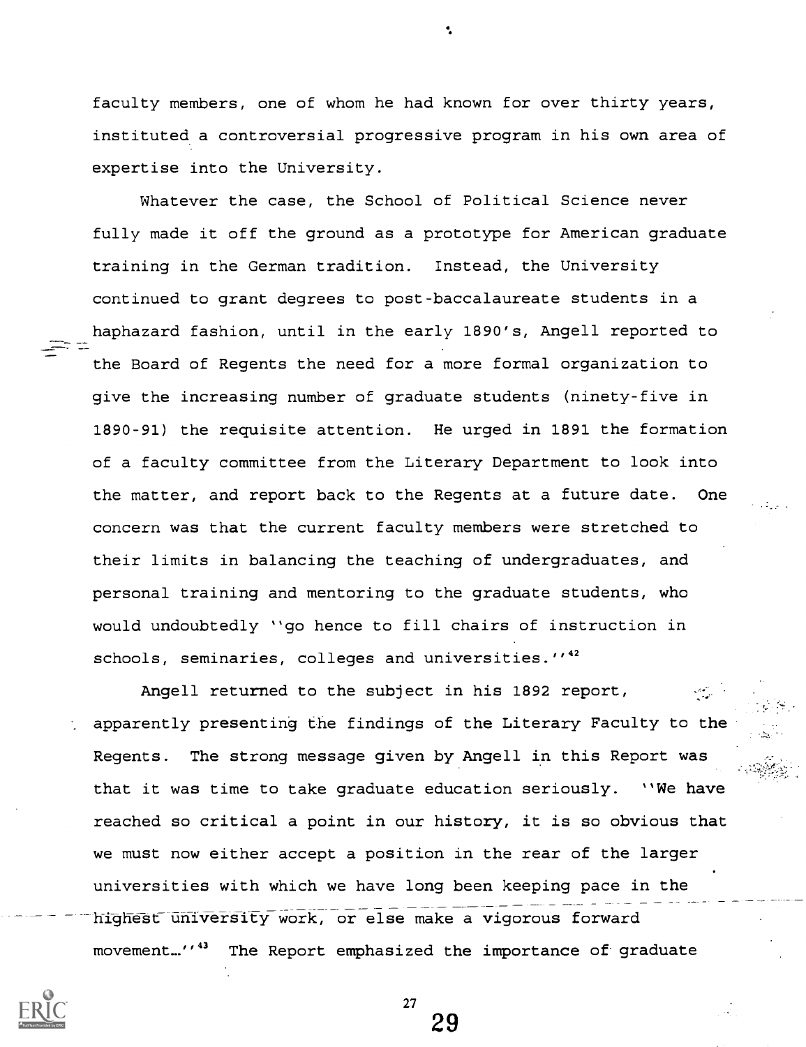faculty members, one of whom he had known for over thirty years, instituted a controversial progressive program in his own area of expertise into the University.

Whatever the case, the School of Political Science never fully made it off the ground as a prototype for American graduate training in the German tradition. Instead, the University continued to grant degrees to post-baccalaureate students in a haphazard fashion, until in the early 1890's, Angell reported to the Board of Regents the need for a more formal organization to give the increasing number of graduate students (ninety-five in 1890-91) the requisite attention. He urged in 1891 the formation of a faculty committee from the Literary Department to look into the matter, and report back to the Regents at a future date. One concern was that the current faculty members were stretched to their limits in balancing the teaching of undergraduates, and personal training and mentoring to the graduate students, who would undoubtedly ''go hence to fill chairs of instruction in schools, seminaries, colleges and universities.''[42]

Angell returned to the subject in his 1892 report, apparently presenting the findings of the Literary Faculty to the Regents. The strong message given by Angell in this Report was that it was time to take graduate education seriously. ''We have reached so critical a point in our history, it is so obvious that we must now either accept a position in the rear of the larger universities with which we have long been keeping pace in the highest university work, or else make a vigorous forward movement…''[43] The Report emphasized the importance of graduate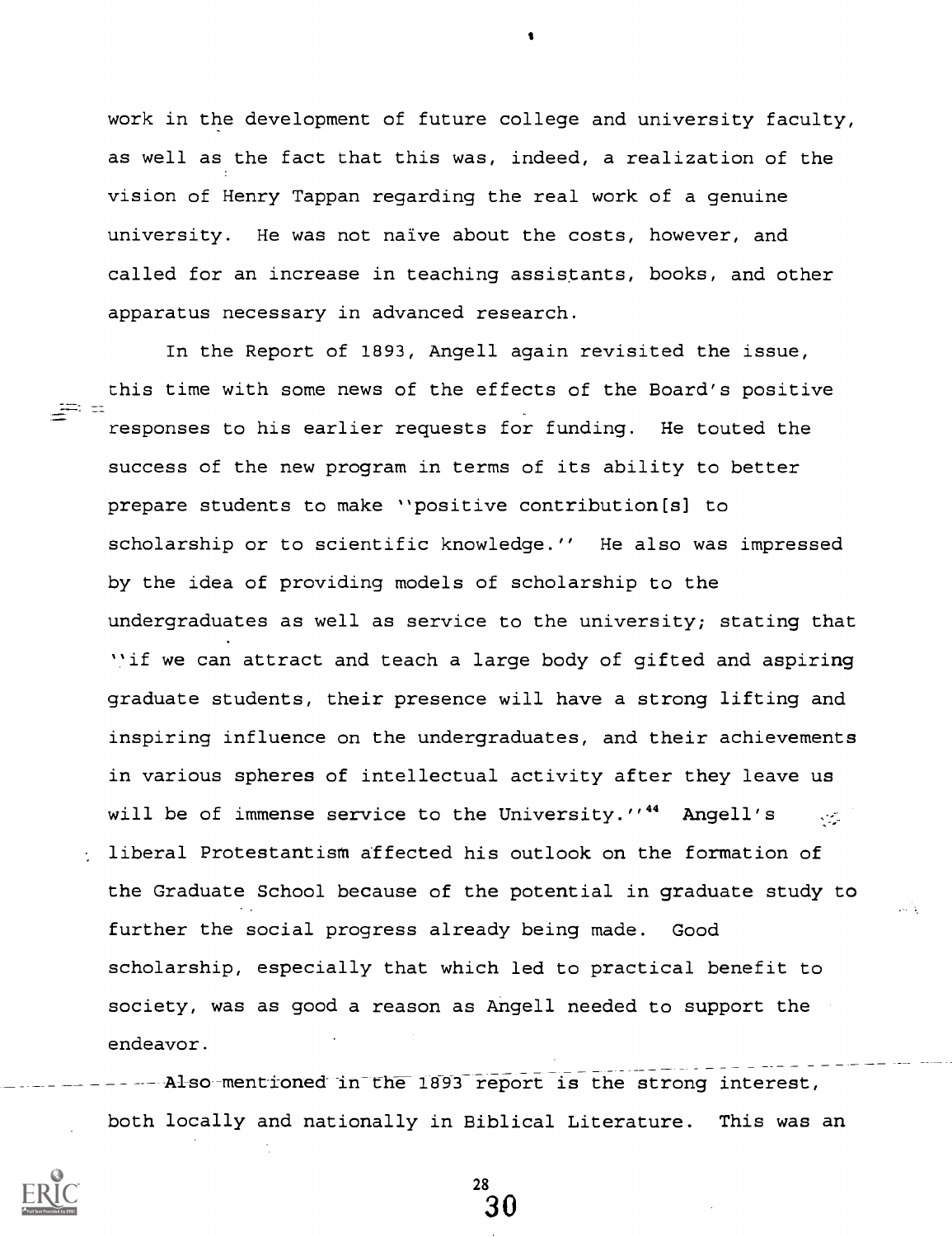work in the development of future college and university faculty, as well as the fact that this was, indeed, a realization of the vision of Henry Tappan regarding the real work of a genuine university. He was not naïve about the costs, however, and called for an increase in teaching assistants, books, and other apparatus necessary in advanced research.

In the Report of 1893, Angell again revisited the issue, this time with some news of the effects of the Board's positive responses to his earlier requests for funding. He touted the success of the new program in terms of its ability to better prepare students to make "positive contribution[s] to scholarship or to scientific knowledge." He also was impressed by the idea of providing models of scholarship to the undergraduates as well as service to the university; stating that "if we can attract and teach a large body of gifted and aspiring graduate students, their presence will have a strong lifting and inspiring influence on the undergraduates, and their achievements in various spheres of intellectual activity after they leave us will be of immense service to the University."[44] Angell's liberal Protestantism affected his outlook on the formation of the Graduate School because of the potential in graduate study to further the social progress already being made. Good scholarship, especially that which led to practical benefit to society, was as good a reason as Angell needed to support the endeavor.

Also mentioned in the 1893 report is the strong interest, both locally and nationally in Biblical Literature. This was an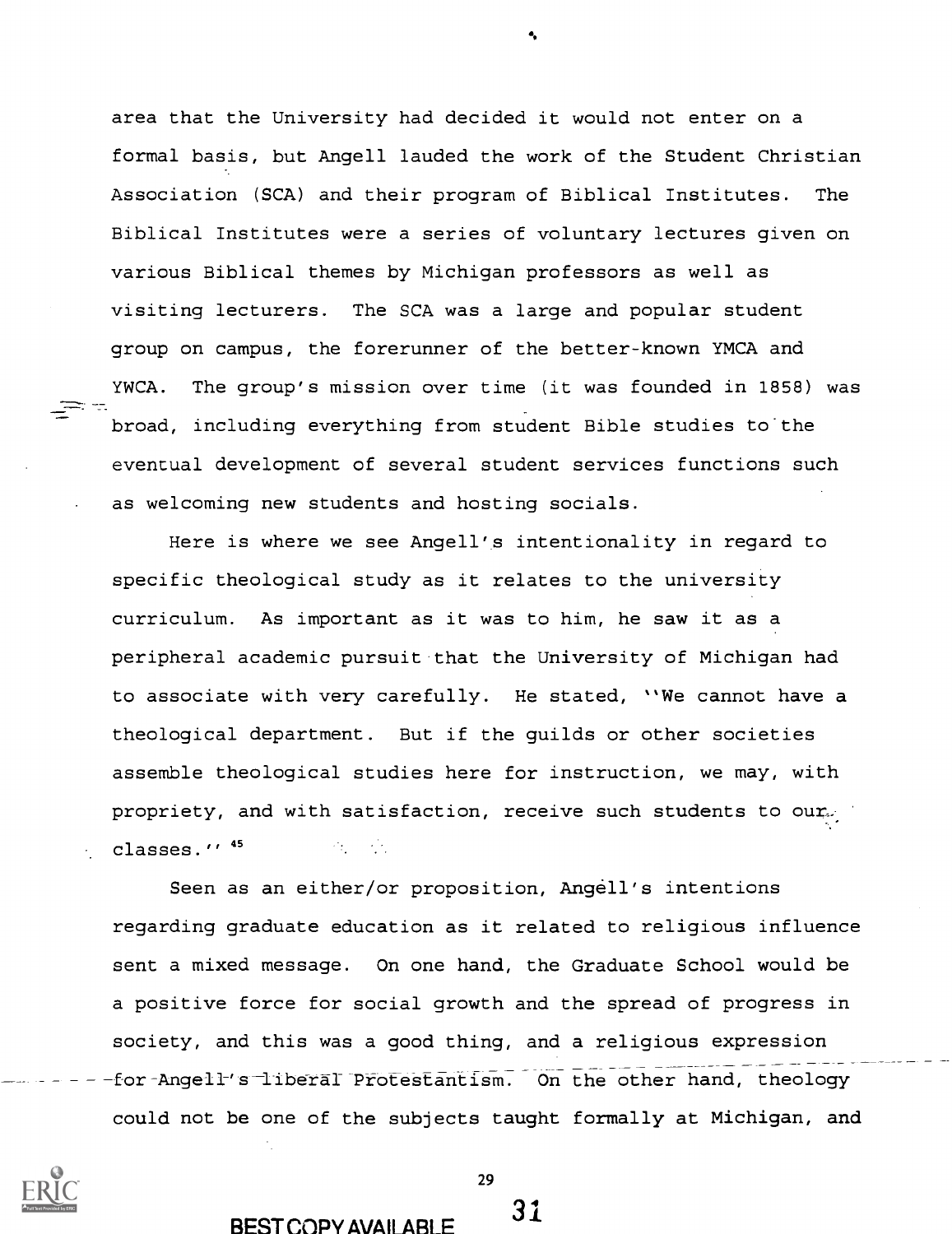area that the University had decided it would not enter on a formal basis, but Angell lauded the work of the Student Christian Association (SCA) and their program of Biblical Institutes. The Biblical Institutes were a series of voluntary lectures given on various Biblical themes by Michigan professors as well as visiting lecturers. The SCA was a large and popular student group on campus, the forerunner of the better-known YMCA and YWCA. The group's mission over time (it was founded in 1858) was broad, including everything from student Bible studies to the eventual development of several student services functions such as welcoming new students and hosting socials.

Here is where we see Angell's intentionality in regard to specific theological study as it relates to the university curriculum. As important as it was to him, he saw it as a peripheral academic pursuit that the University of Michigan had to associate with very carefully. He stated, ''We cannot have a theological department. But if the guilds or other societies assemble theological studies here for instruction, we may, with propriety, and with satisfaction, receive such students to our classes.'' [45]

Seen as an either/or proposition, Angell's intentions regarding graduate education as it related to religious influence sent a mixed message. On one hand, the Graduate School would be a positive force for social growth and the spread of progress in society, and this was a good thing, and a religious expression for Angell's liberal Protestantism. On the other hand, theology could not be one of the subjects taught formally at Michigan, and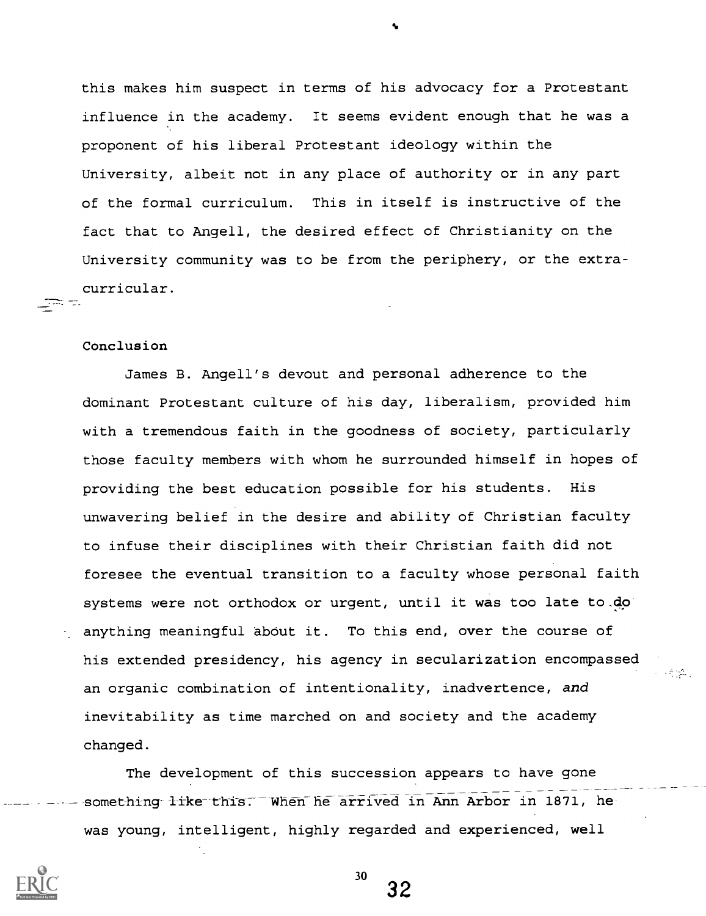this makes him suspect in terms of his advocacy for a Protestant influence in the academy. It seems evident enough that he was a proponent of his liberal Protestant ideology within the University, albeit not in any place of authority or in any part of the formal curriculum. This in itself is instructive of the fact that to Angell, the desired effect of Christianity on the University community was to be from the periphery, or the extra-curricular.

## Conclusion

James B. Angell's devout and personal adherence to the dominant Protestant culture of his day, liberalism, provided him with a tremendous faith in the goodness of society, particularly those faculty members with whom he surrounded himself in hopes of providing the best education possible for his students. His unwavering belief in the desire and ability of Christian faculty to infuse their disciplines with their Christian faith did not foresee the eventual transition to a faculty whose personal faith systems were not orthodox or urgent, until it was too late to do anything meaningful about it. To this end, over the course of his extended presidency, his agency in secularization encompassed an organic combination of intentionality, inadvertence, *and* inevitability as time marched on and society and the academy changed.

The development of this succession appears to have gone something like this. When he arrived in Ann Arbor in 1871, he was young, intelligent, highly regarded and experienced, well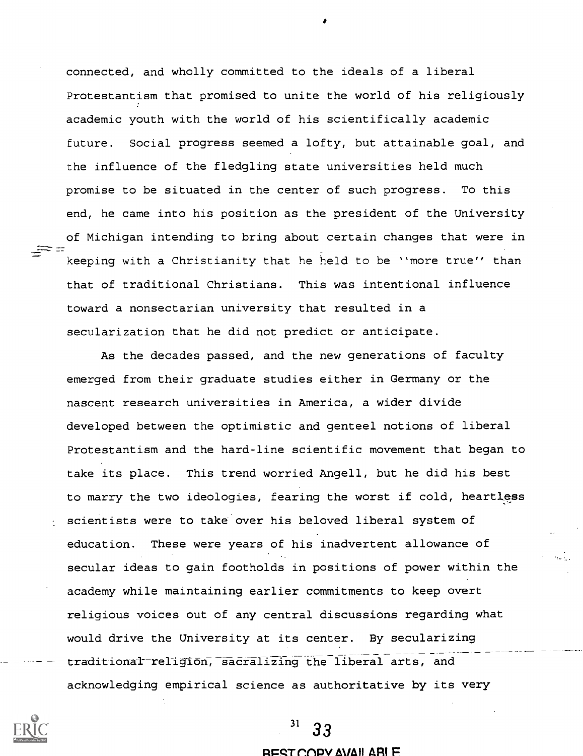connected, and wholly committed to the ideals of a liberal Protestantism that promised to unite the world of his religiously academic youth with the world of his scientifically academic future. Social progress seemed a lofty, but attainable goal, and the influence of the fledgling state universities held much promise to be situated in the center of such progress. To this end, he came into his position as the president of the University of Michigan intending to bring about certain changes that were in keeping with a Christianity that he held to be ''more true'' than that of traditional Christians. This was intentional influence toward a nonsectarian university that resulted in a secularization that he did not predict or anticipate.

As the decades passed, and the new generations of faculty emerged from their graduate studies either in Germany or the nascent research universities in America, a wider divide developed between the optimistic and genteel notions of liberal Protestantism and the hard-line scientific movement that began to take its place. This trend worried Angell, but he did his best to marry the two ideologies, fearing the worst if cold, heartless scientists were to take over his beloved liberal system of education. These were years of his inadvertent allowance of secular ideas to gain footholds in positions of power within the academy while maintaining earlier commitments to keep overt religious voices out of any central discussions regarding what would drive the University at its center. By secularizing traditional religion, sacralizing the liberal arts, and acknowledging empirical science as authoritative by its very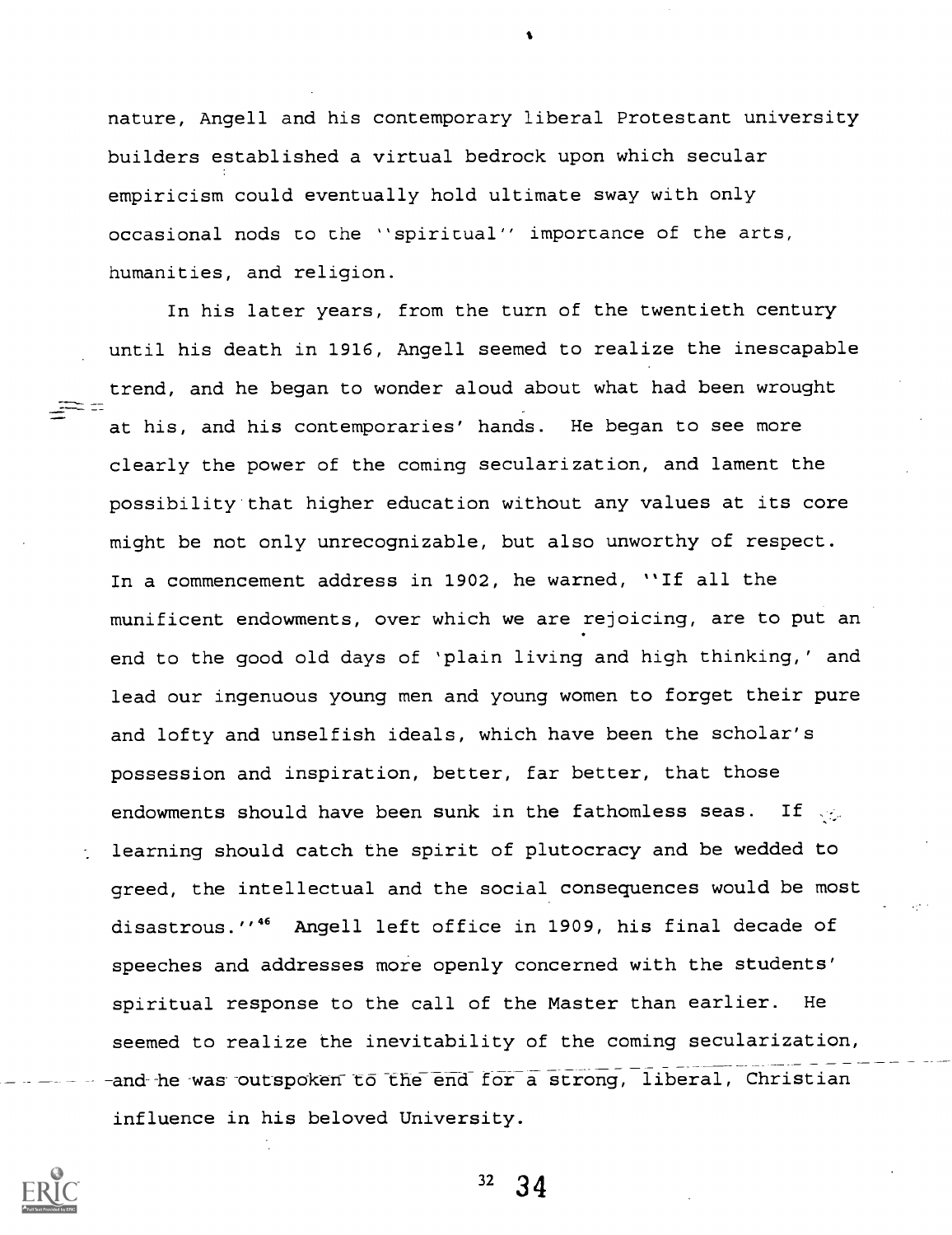nature, Angell and his contemporary liberal Protestant university builders established a virtual bedrock upon which secular empiricism could eventually hold ultimate sway with only occasional nods to the ''spiritual'' importance of the arts, humanities, and religion.

In his later years, from the turn of the twentieth century until his death in 1916, Angell seemed to realize the inescapable trend, and he began to wonder aloud about what had been wrought at his, and his contemporaries' hands. He began to see more clearly the power of the coming secularization, and lament the possibility that higher education without any values at its core might be not only unrecognizable, but also unworthy of respect. In a commencement address in 1902, he warned, ''If all the munificent endowments, over which we are rejoicing, are to put an end to the good old days of 'plain living and high thinking,' and lead our ingenuous young men and young women to forget their pure and lofty and unselfish ideals, which have been the scholar's possession and inspiration, better, far better, that those endowments should have been sunk in the fathomless seas. If learning should catch the spirit of plutocracy and be wedded to greed, the intellectual and the social consequences would be most disastrous.''[46] Angell left office in 1909, his final decade of speeches and addresses more openly concerned with the students' spiritual response to the call of the Master than earlier. He seemed to realize the inevitability of the coming secularization, and he was outspoken to the end for a strong, liberal, Christian influence in his beloved University.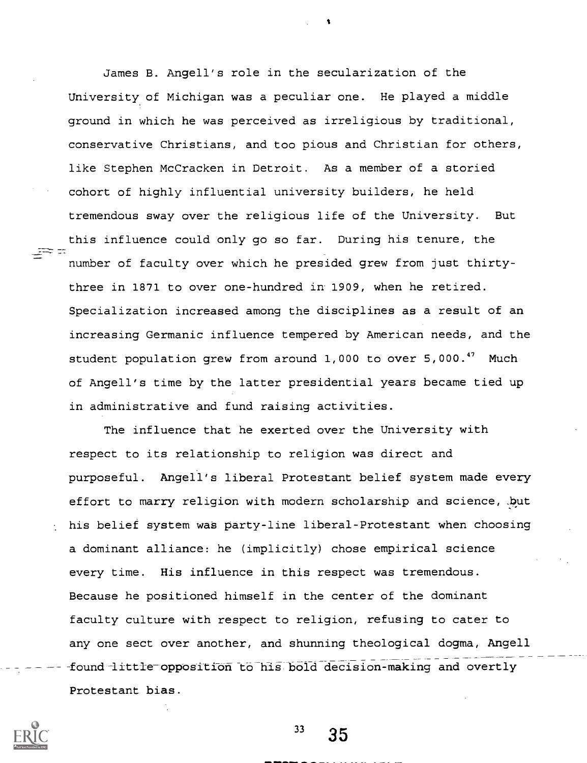James B. Angell's role in the secularization of the University of Michigan was a peculiar one. He played a middle ground in which he was perceived as irreligious by traditional, conservative Christians, and too pious and Christian for others, like Stephen McCracken in Detroit. As a member of a storied cohort of highly influential university builders, he held tremendous sway over the religious life of the University. But this influence could only go so far. During his tenure, the number of faculty over which he presided grew from just thirty-three in 1871 to over one-hundred in 1909, when he retired. Specialization increased among the disciplines as a result of an increasing Germanic influence tempered by American needs, and the student population grew from around 1,000 to over 5,000.[47] Much of Angell's time by the latter presidential years became tied up in administrative and fund raising activities.

The influence that he exerted over the University with respect to its relationship to religion was direct and purposeful. Angell's liberal Protestant belief system made every effort to marry religion with modern scholarship and science, but his belief system was party-line liberal-Protestant when choosing a dominant alliance: he (implicitly) chose empirical science every time. His influence in this respect was tremendous. Because he positioned himself in the center of the dominant faculty culture with respect to religion, refusing to cater to any one sect over another, and shunning theological dogma, Angell found little opposition to his bold decision-making and overtly Protestant bias.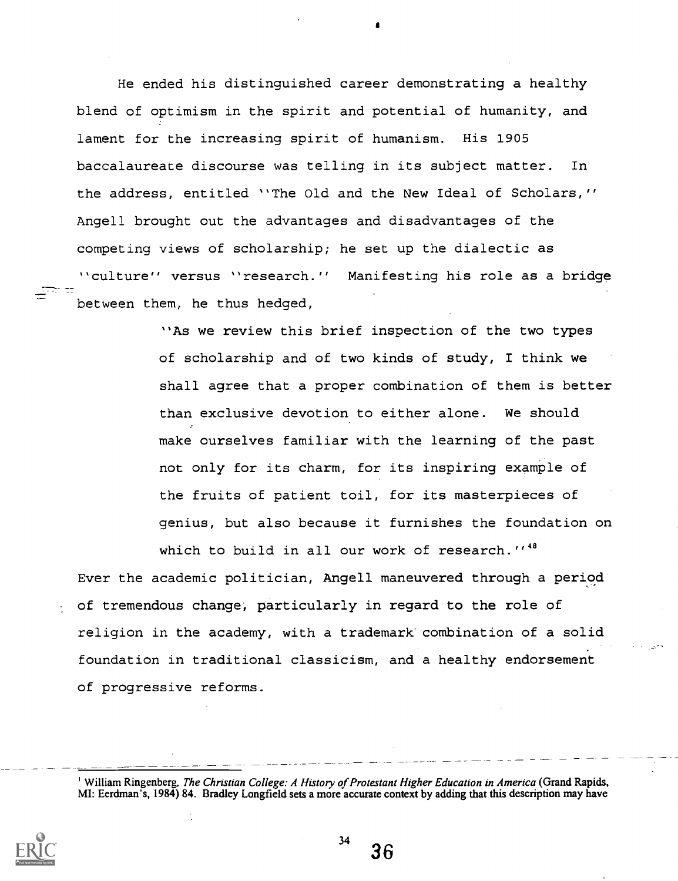He ended his distinguished career demonstrating a healthy blend of optimism in the spirit and potential of humanity, and lament for the increasing spirit of humanism. His 1905 baccalaureate discourse was telling in its subject matter. In the address, entitled ''The Old and the New Ideal of Scholars,'' Angell brought out the advantages and disadvantages of the competing views of scholarship; he set up the dialectic as ''culture'' versus ''research.'' Manifesting his role as a bridge between them, he thus hedged,

> ''As we review this brief inspection of the two types of scholarship and of two kinds of study, I think we shall agree that a proper combination of them is better than exclusive devotion to either alone. We should make ourselves familiar with the learning of the past not only for its charm, for its inspiring example of the fruits of patient toil, for its masterpieces of genius, but also because it furnishes the foundation on which to build in all our work of research.''[48]

Ever the academic politician, Angell maneuvered through a period of tremendous change, particularly in regard to the role of religion in the academy, with a trademark combination of a solid foundation in traditional classicism, and a healthy endorsement of progressive reforms.

---

[1] William Ringenberg, *The Christian College: A History of Protestant Higher Education in America* (Grand Rapids, MI: Eerdman's, 1984) 84. Bradley Longfield sets a more accurate context by adding that this description may have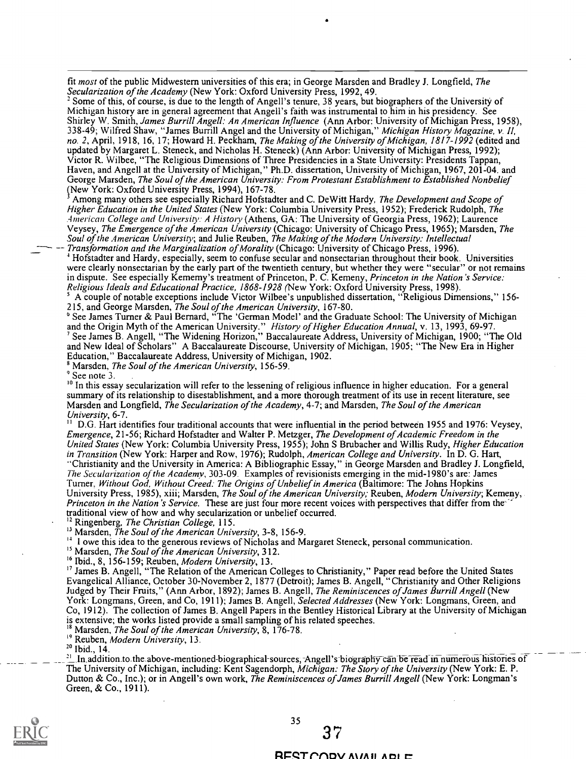fit *most* of the public Midwestern universities of this era; in George Marsden and Bradley J. Longfield, *The Secularization of the Academy* (New York: Oxford University Press, 1992, 49.

[2] Some of this, of course, is due to the length of Angell's tenure, 38 years, but biographers of the University of Michigan history are in general agreement that Angell's faith was instrumental to him in his presidency. See Shirley W. Smith, *James Burrill Angell: An American Influence* (Ann Arbor: University of Michigan Press, 1958), 338-49; Wilfred Shaw, "James Burrill Angel and the University of Michigan," *Michigan History Magazine, v. II, no. 2*, April, 1918, 16, 17; Howard H. Peckham, *The Making of the University of Michigan, 1817-1992* (edited and updated by Margaret L. Steneck, and Nicholas H. Steneck) (Ann Arbor: University of Michigan Press, 1992); Victor R. Wilbee, "The Religious Dimensions of Three Presidencies in a State University: Presidents Tappan, Haven, and Angell at the University of Michigan," Ph.D. dissertation, University of Michigan, 1967, 201-04. and George Marsden, *The Soul of the American University: From Protestant Establishment to Established Nonbelief* (New York: Oxford University Press, 1994), 167-78.

[3] Among many others see especially Richard Hofstadter and C. DeWitt Hardy, *The Development and Scope of Higher Education in the United States* (New York: Columbia University Press, 1952); Frederick Rudolph, *The American College and University: A History* (Athens, GA: The University of Georgia Press, 1962); Laurence Veysey, *The Emergence of the American University* (Chicago: University of Chicago Press, 1965); Marsden, *The Soul of the American University*; and Julie Reuben, *The Making of the Modern University: Intellectual Transformation and the Marginalization of Morality* (Chicago: University of Chicago Press, 1996).

[4] Hofstadter and Hardy, especially, seem to confuse secular and nonsectarian throughout their book. Universities were clearly nonsectarian by the early part of the twentieth century, but whether they were "secular" or not remains in dispute. See especially Kememy's treatment of Princeton, P. C. Kemeny, *Princeton in the Nation's Service: Religious Ideals and Educational Practice, 1868-1928* (New York: Oxford University Press, 1998).

[5] A couple of notable exceptions include Victor Wilbee's unpublished dissertation, "Religious Dimensions," 156-215, and George Marsden, *The Soul of the American University*, 167-80.

[6] See James Turner & Paul Bernard, "The 'German Model' and the Graduate School: The University of Michigan and the Origin Myth of the American University." *History of Higher Education Annual*, v. 13, 1993, 69-97.

[7] See James B. Angell, "The Widening Horizon," Baccalaureate Address, University of Michigan, 1900; "The Old and New Ideal of Scholars" A Baccalaureate Discourse, University of Michigan, 1905; "The New Era in Higher Education," Baccalaureate Address, University of Michigan, 1902.

[8] Marsden, *The Soul of the American University*, 156-59.

[9] See note 3.

[10] In this essay secularization will refer to the lessening of religious influence in higher education. For a general summary of its relationship to disestablishment, and a more thorough treatment of its use in recent literature, see Marsden and Longfield, *The Secularization of the Academy*, 4-7; and Marsden, *The Soul of the American University*, 6-7.

[11] D.G. Hart identifies four traditional accounts that were influential in the period between 1955 and 1976: Veysey, *Emergence*, 21-56; Richard Hofstadter and Walter P. Metzger, *The Development of Academic Freedom in the United States* (New York: Columbia University Press, 1955); John S Brubacher and Willis Rudy, *Higher Education in Transition* (New York: Harper and Row, 1976); Rudolph, *American College and University*. In D. G. Hart, "Christianity and the University in America: A Bibliographic Essay," in George Marsden and Bradley J. Longfield, *The Secularization of the Academy*, 303-09. Examples of revisionists emerging in the mid-1980's are: James Turner, *Without God, Without Creed: The Origins of Unbelief in America* (Baltimore: The Johns Hopkins University Press, 1985), xiii; Marsden, *The Soul of the American University*; Reuben, *Modern University*; Kemeny, *Princeton in the Nation's Service*. These are just four more recent voices with perspectives that differ from the traditional view of how and why secularization or unbelief occurred.

[12] Ringenberg, *The Christian College*, 115.

[13] Marsden, *The Soul of the American University*, 3-8, 156-9.

[14] I owe this idea to the generous reviews of Nicholas and Margaret Steneck, personal communication.

[15] Marsden, *The Soul of the American University*, 312.

[16] Ibid., 8, 156-159; Reuben, *Modern University*, 13.

[17] James B. Angell, "The Relation of the American Colleges to Christianity," Paper read before the United States Evangelical Alliance, October 30-November 2, 1877 (Detroit); James B. Angell, "Christianity and Other Religions Judged by Their Fruits," (Ann Arbor, 1892); James B. Angell, *The Reminiscences of James Burrill Angell* (New York: Longmans, Green, and Co, 1911); James B. Angell, *Selected Addresses* (New York: Longmans, Green, and Co, 1912). The collection of James B. Angell Papers in the Bentley Historical Library at the University of Michigan is extensive; the works listed provide a small sampling of his related speeches.

[18] Marsden, *The Soul of the American University*, 8, 176-78.

[19] Reuben, *Modern University*, 13.

[20] Ibid., 14.

[21] In addition to the above-mentioned biographical sources, Angell's biography can be read in numerous histories of The University of Michigan, including: Kent Sagendorph, *Michigan: The Story of the University* (New York: E. P. Dutton & Co., Inc.); or in Angell's own work, *The Reminiscences of James Burrill Angell* (New York: Longman's Green, & Co., 1911).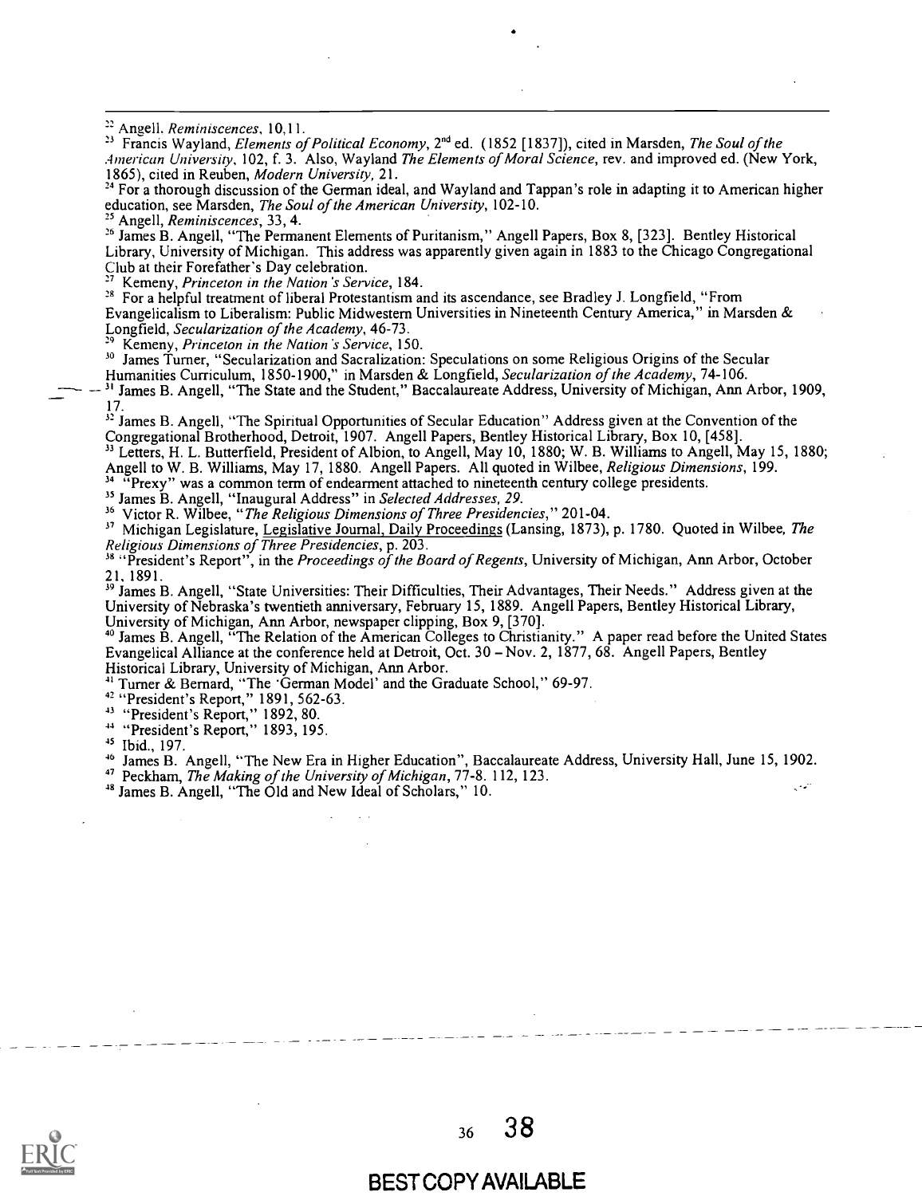[22] Angell, *Reminiscences*, 10,11.

[23] Francis Wayland, *Elements of Political Economy*, 2nd ed. (1852 [1837]), cited in Marsden, *The Soul of the American University*, 102, f. 3. Also, Wayland *The Elements of Moral Science*, rev. and improved ed. (New York, 1865), cited in Reuben, *Modern University*, 21.

[24] For a thorough discussion of the German ideal, and Wayland and Tappan's role in adapting it to American higher education, see Marsden, *The Soul of the American University*, 102-10.

[25] Angell, *Reminiscences*, 33, 4.

[26] James B. Angell, "The Permanent Elements of Puritanism," Angell Papers, Box 8, [323]. Bentley Historical Library, University of Michigan. This address was apparently given again in 1883 to the Chicago Congregational Club at their Forefather's Day celebration.

[27] Kemeny, *Princeton in the Nation's Service*, 184.

[28] For a helpful treatment of liberal Protestantism and its ascendance, see Bradley J. Longfield, "From Evangelicalism to Liberalism: Public Midwestern Universities in Nineteenth Century America," in Marsden & Longfield, *Secularization of the Academy*, 46-73.

[29] Kemeny, *Princeton in the Nation's Service*, 150.

[30] James Turner, "Secularization and Sacralization: Speculations on some Religious Origins of the Secular Humanities Curriculum, 1850-1900," in Marsden & Longfield, *Secularization of the Academy*, 74-106.

[31] James B. Angell, "The State and the Student," Baccalaureate Address, University of Michigan, Ann Arbor, 1909, 17.

[32] James B. Angell, "The Spiritual Opportunities of Secular Education" Address given at the Convention of the Congregational Brotherhood, Detroit, 1907. Angell Papers, Bentley Historical Library, Box 10, [458].

[33] Letters, H. L. Butterfield, President of Albion, to Angell, May 10, 1880; W. B. Williams to Angell, May 15, 1880; Angell to W. B. Williams, May 17, 1880. Angell Papers. All quoted in Wilbee, *Religious Dimensions*, 199.

[34] "Prexy" was a common term of endearment attached to nineteenth century college presidents.

[35] James B. Angell, "Inaugural Address" in *Selected Addresses, 29*.

[36] Victor R. Wilbee, "*The Religious Dimensions of Three Presidencies*," 201-04.

[37] Michigan Legislature, Legislative Journal, Daily Proceedings (Lansing, 1873), p. 1780. Quoted in Wilbee, *The Religious Dimensions of Three Presidencies*, p. 203.

[38] "President's Report", in the *Proceedings of the Board of Regents*, University of Michigan, Ann Arbor, October 21, 1891.

[39] James B. Angell, "State Universities: Their Difficulties, Their Advantages, Their Needs." Address given at the University of Nebraska's twentieth anniversary, February 15, 1889. Angell Papers, Bentley Historical Library, University of Michigan, Ann Arbor, newspaper clipping, Box 9, [370].

[40] James B. Angell, "The Relation of the American Colleges to Christianity." A paper read before the United States Evangelical Alliance at the conference held at Detroit, Oct. 30 – Nov. 2, 1877, 68. Angell Papers, Bentley Historical Library, University of Michigan, Ann Arbor.

[41] Turner & Bernard, "The 'German Model' and the Graduate School," 69-97.

[42] "President's Report," 1891, 562-63.

[43] "President's Report," 1892, 80.

[44] "President's Report," 1893, 195.

[45] Ibid., 197.

[46] James B. Angell, "The New Era in Higher Education", Baccalaureate Address, University Hall, June 15, 1902.

[47] Peckham, *The Making of the University of Michigan*, 77-8. 112, 123.

[48] James B. Angell, "The Old and New Ideal of Scholars," 10.

BEST COPY AVAILABLE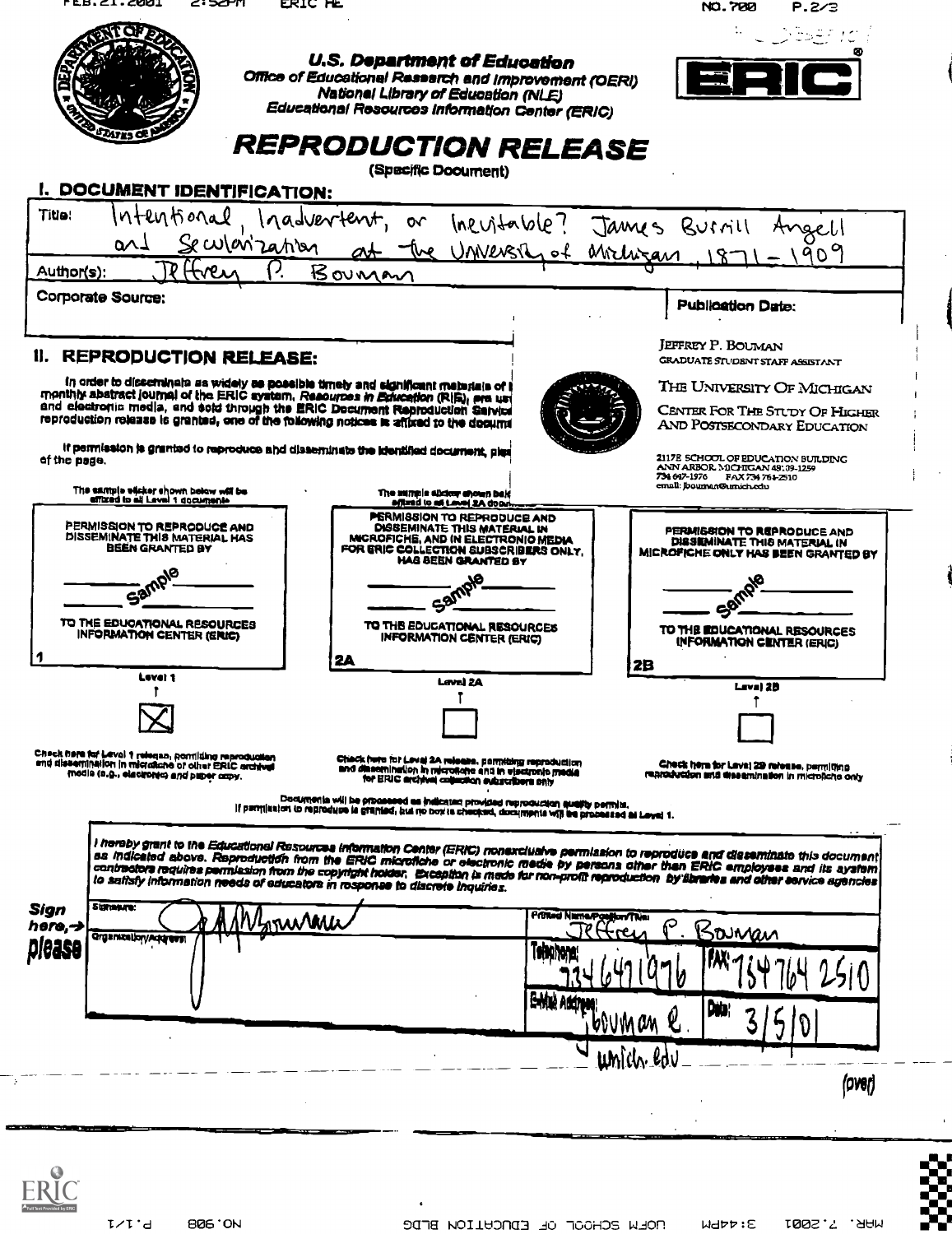# U.S. Department of Education

Office of Educational Research and Improvement (OERI)
National Library of Education (NLE)
Educational Resources Information Center (ERIC)

# REPRODUCTION RELEASE

(Specific Document)

## I. DOCUMENT IDENTIFICATION:

Title: Intentional, Inadvertent, or Inevitable? James Burrill Angell and Secularization at the University of Michigan, 1871-1909

Author(s): Jeffrey P. Bouman

Corporate Source:

Publication Date:

## II. REPRODUCTION RELEASE:

In order to disseminate as widely as possible timely and significant materials of i monthly abstract journal of the ERIC system, Resources in Education (RIE), are us and electronic media, and sold through the ERIC Document Reproduction Servic reproduction release is granted, one of the following notices is affixed to the docum

If permission is granted to reproduce and disseminate the identified document, ple of the page.

JEFFREY P. BOUMAN
GRADUATE STUDENT STAFF ASSISTANT
THE UNIVERSITY OF MICHIGAN
CENTER FOR THE STUDY OF HIGHER AND POSTSECONDARY EDUCATION
2117E SCHOOL OF EDUCATION BUILDING
ANN ARBOR, MICHIGAN 48109-1259
734 647-1976 FAX 734 764-2510
email: jbouman@umich.edu

| The sample sticker shown below will be affixed to all Level 1 documents | The sample sticker shown below will be affixed to all Level 2A documents | |
|---|---|---|
| PERMISSION TO REPRODUCE AND DISSEMINATE THIS MATERIAL HAS BEEN GRANTED BY Sample TO THE EDUCATIONAL RESOURCES INFORMATION CENTER (ERIC) | PERMISSION TO REPRODUCE AND DISSEMINATE THIS MATERIAL IN MICROFICHE, AND IN ELECTRONIC MEDIA FOR ERIC COLLECTION SUBSCRIBERS ONLY, HAS BEEN GRANTED BY Sample TO THE EDUCATIONAL RESOURCES INFORMATION CENTER (ERIC) | PERMISSION TO REPRODUCE AND DISSEMINATE THIS MATERIAL IN MICROFICHE ONLY HAS BEEN GRANTED BY Sample TO THE EDUCATIONAL RESOURCES INFORMATION CENTER (ERIC) |
| 1 | 2A | 2B |
| Level 1 | Level 2A | Level 2B |
| [X] | [ ] | [ ] |
| Check here for Level 1 release, permitting reproduction and dissemination in microfiche or other ERIC archival media (e.g., electronic) and paper copy. | Check here for Level 2A release, permitting reproduction and dissemination in microfiche and in electronic media for ERIC archival collection subscribers only | Check here for Level 2B release, permitting reproduction and dissemination in microfiche only |

Documents will be processed as indicated provided reproduction quality permits.
If permission to reproduce is granted, but no box is checked, documents will be processed at Level 1.

*I hereby grant to the Educational Resources Information Center (ERIC) nonexclusive permission to reproduce and disseminate this document as indicated above. Reproduction from the ERIC microfiche or electronic media by persons other than ERIC employees and its system contractors requires permission from the copyright holder. Exception is made for non-profit reproduction by libraries and other service agencies to satisfy information needs of educators in response to discrete inquiries.*

**Sign here, → please**

Signature: [signature]

Printed Name/Position/Title: Jeffrey P. Bouman

Organization/Address:

Telephone: 734 647 1976

FAX: 734 764 2510

E-Mail Address: jbouman@umich.edu

Date: 3/5/01

(over)